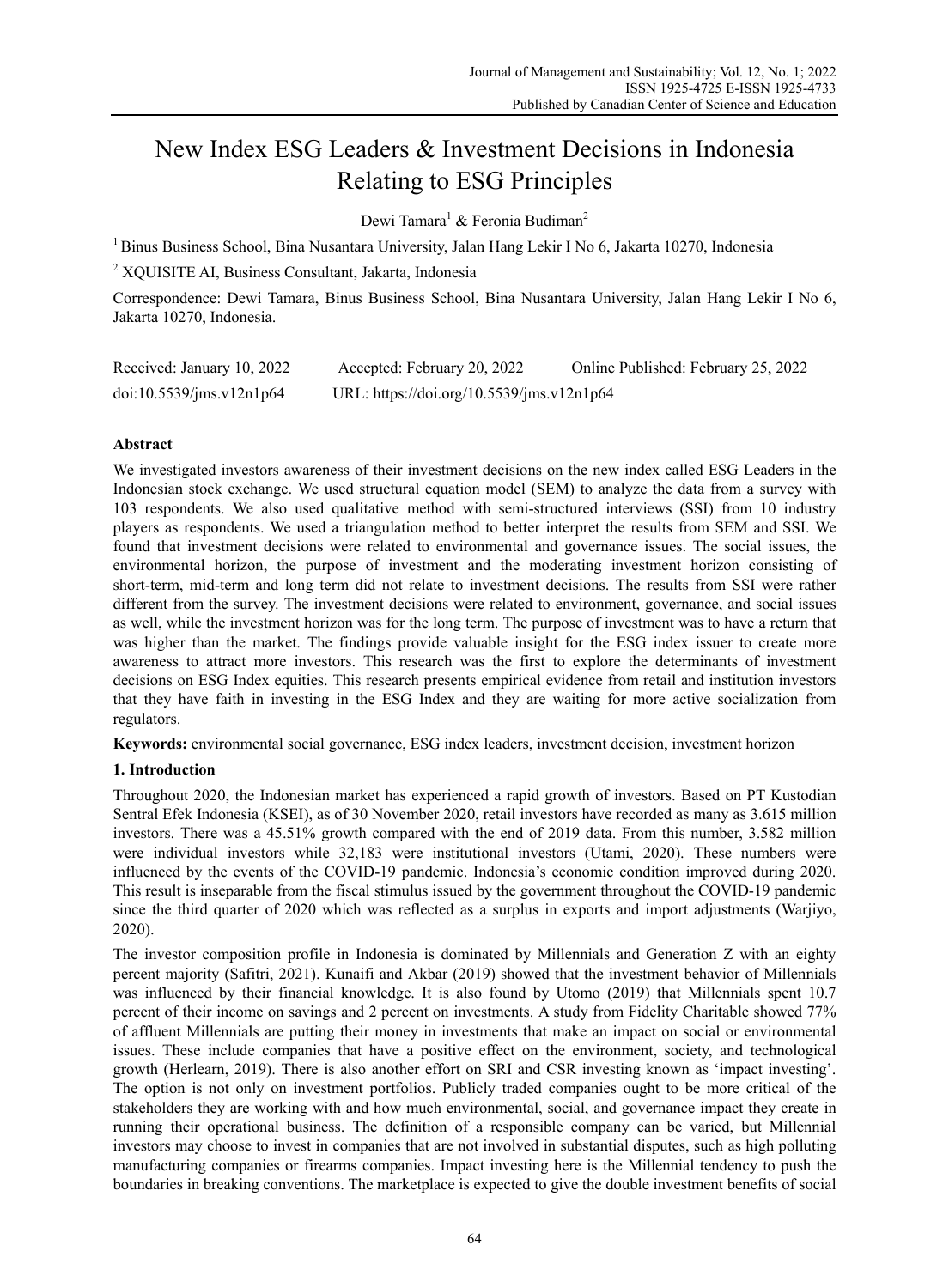# New Index ESG Leaders & Investment Decisions in Indonesia Relating to ESG Principles

Dewi Tamara[1] & Feronia Budiman[2]

[1] Binus Business School, Bina Nusantara University, Jalan Hang Lekir I No 6, Jakarta 10270, Indonesia

[2] XQUISITE AI, Business Consultant, Jakarta, Indonesia

Correspondence: Dewi Tamara, Binus Business School, Bina Nusantara University, Jalan Hang Lekir I No 6, Jakarta 10270, Indonesia.

Received: January 10, 2022 Accepted: February 20, 2022 Online Published: February 25, 2022

doi:10.5539/jms.v12n1p64 URL: https://doi.org/10.5539/jms.v12n1p64

## Abstract

We investigated investors awareness of their investment decisions on the new index called ESG Leaders in the Indonesian stock exchange. We used structural equation model (SEM) to analyze the data from a survey with 103 respondents. We also used qualitative method with semi-structured interviews (SSI) from 10 industry players as respondents. We used a triangulation method to better interpret the results from SEM and SSI. We found that investment decisions were related to environmental and governance issues. The social issues, the environmental horizon, the purpose of investment and the moderating investment horizon consisting of short-term, mid-term and long term did not relate to investment decisions. The results from SSI were rather different from the survey. The investment decisions were related to environment, governance, and social issues as well, while the investment horizon was for the long term. The purpose of investment was to have a return that was higher than the market. The findings provide valuable insight for the ESG index issuer to create more awareness to attract more investors. This research was the first to explore the determinants of investment decisions on ESG Index equities. This research presents empirical evidence from retail and institution investors that they have faith in investing in the ESG Index and they are waiting for more active socialization from regulators.

**Keywords:** environmental social governance, ESG index leaders, investment decision, investment horizon

## 1. Introduction

Throughout 2020, the Indonesian market has experienced a rapid growth of investors. Based on PT Kustodian Sentral Efek Indonesia (KSEI), as of 30 November 2020, retail investors have recorded as many as 3.615 million investors. There was a 45.51% growth compared with the end of 2019 data. From this number, 3.582 million were individual investors while 32,183 were institutional investors (Utami, 2020). These numbers were influenced by the events of the COVID-19 pandemic. Indonesia's economic condition improved during 2020. This result is inseparable from the fiscal stimulus issued by the government throughout the COVID-19 pandemic since the third quarter of 2020 which was reflected as a surplus in exports and import adjustments (Warjiyo, 2020).

The investor composition profile in Indonesia is dominated by Millennials and Generation Z with an eighty percent majority (Safitri, 2021). Kunaifi and Akbar (2019) showed that the investment behavior of Millennials was influenced by their financial knowledge. It is also found by Utomo (2019) that Millennials spent 10.7 percent of their income on savings and 2 percent on investments. A study from Fidelity Charitable showed 77% of affluent Millennials are putting their money in investments that make an impact on social or environmental issues. These include companies that have a positive effect on the environment, society, and technological growth (Herlearn, 2019). There is also another effort on SRI and CSR investing known as 'impact investing'. The option is not only on investment portfolios. Publicly traded companies ought to be more critical of the stakeholders they are working with and how much environmental, social, and governance impact they create in running their operational business. The definition of a responsible company can be varied, but Millennial investors may choose to invest in companies that are not involved in substantial disputes, such as high polluting manufacturing companies or firearms companies. Impact investing here is the Millennial tendency to push the boundaries in breaking conventions. The marketplace is expected to give the double investment benefits of social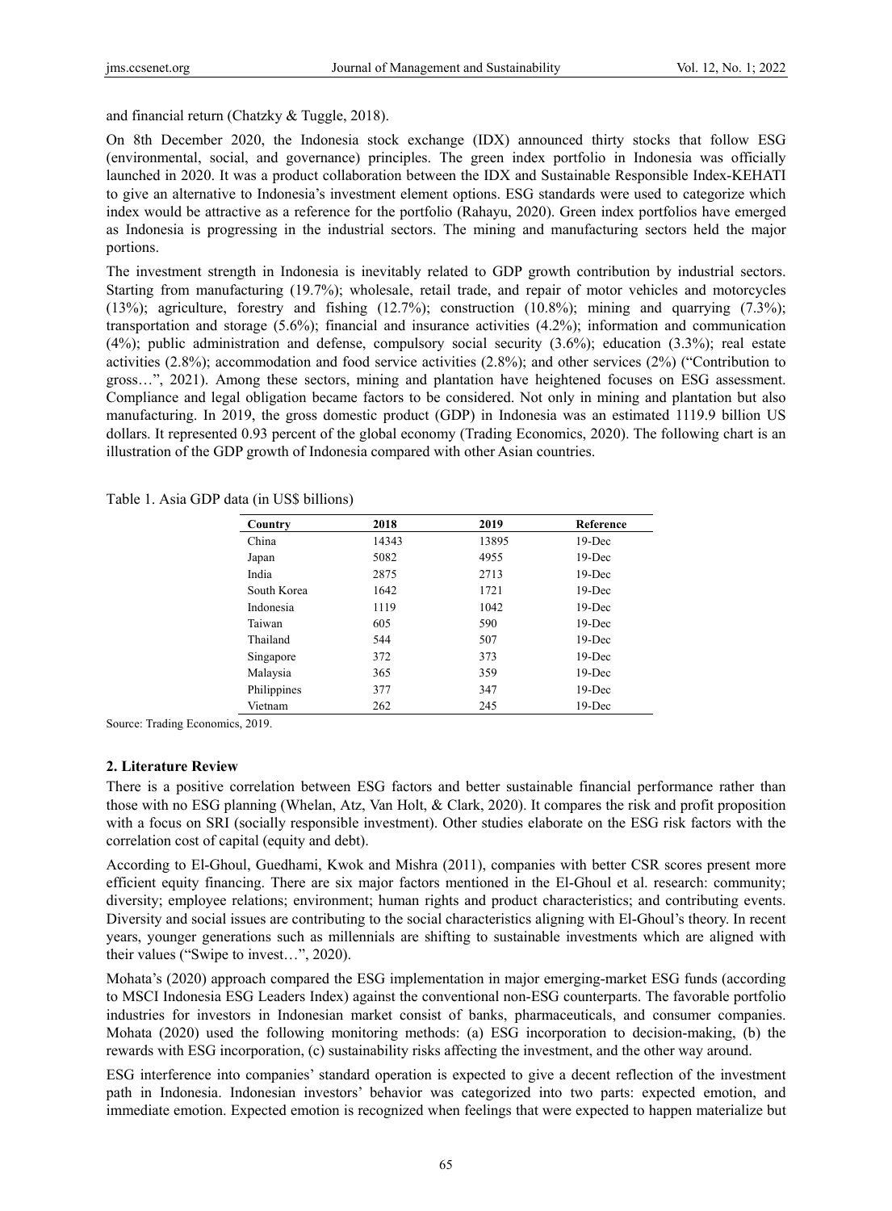and financial return (Chatzky & Tuggle, 2018).

On 8th December 2020, the Indonesia stock exchange (IDX) announced thirty stocks that follow ESG (environmental, social, and governance) principles. The green index portfolio in Indonesia was officially launched in 2020. It was a product collaboration between the IDX and Sustainable Responsible Index-KEHATI to give an alternative to Indonesia's investment element options. ESG standards were used to categorize which index would be attractive as a reference for the portfolio (Rahayu, 2020). Green index portfolios have emerged as Indonesia is progressing in the industrial sectors. The mining and manufacturing sectors held the major portions.

The investment strength in Indonesia is inevitably related to GDP growth contribution by industrial sectors. Starting from manufacturing (19.7%); wholesale, retail trade, and repair of motor vehicles and motorcycles (13%); agriculture, forestry and fishing (12.7%); construction (10.8%); mining and quarrying (7.3%); transportation and storage (5.6%); financial and insurance activities (4.2%); information and communication (4%); public administration and defense, compulsory social security (3.6%); education (3.3%); real estate activities (2.8%); accommodation and food service activities (2.8%); and other services (2%) ("Contribution to gross…", 2021). Among these sectors, mining and plantation have heightened focuses on ESG assessment. Compliance and legal obligation became factors to be considered. Not only in mining and plantation but also manufacturing. In 2019, the gross domestic product (GDP) in Indonesia was an estimated 1119.9 billion US dollars. It represented 0.93 percent of the global economy (Trading Economics, 2020). The following chart is an illustration of the GDP growth of Indonesia compared with other Asian countries.

Table 1. Asia GDP data (in US$ billions)

| Country | 2018 | 2019 | Reference |
|---|---|---|---|
| China | 14343 | 13895 | 19-Dec |
| Japan | 5082 | 4955 | 19-Dec |
| India | 2875 | 2713 | 19-Dec |
| South Korea | 1642 | 1721 | 19-Dec |
| Indonesia | 1119 | 1042 | 19-Dec |
| Taiwan | 605 | 590 | 19-Dec |
| Thailand | 544 | 507 | 19-Dec |
| Singapore | 372 | 373 | 19-Dec |
| Malaysia | 365 | 359 | 19-Dec |
| Philippines | 377 | 347 | 19-Dec |
| Vietnam | 262 | 245 | 19-Dec |

Source: Trading Economics, 2019.

## 2. Literature Review

There is a positive correlation between ESG factors and better sustainable financial performance rather than those with no ESG planning (Whelan, Atz, Van Holt, & Clark, 2020). It compares the risk and profit proposition with a focus on SRI (socially responsible investment). Other studies elaborate on the ESG risk factors with the correlation cost of capital (equity and debt).

According to El-Ghoul, Guedhami, Kwok and Mishra (2011), companies with better CSR scores present more efficient equity financing. There are six major factors mentioned in the El-Ghoul et al. research: community; diversity; employee relations; environment; human rights and product characteristics; and contributing events. Diversity and social issues are contributing to the social characteristics aligning with El-Ghoul's theory. In recent years, younger generations such as millennials are shifting to sustainable investments which are aligned with their values ("Swipe to invest…", 2020).

Mohata's (2020) approach compared the ESG implementation in major emerging-market ESG funds (according to MSCI Indonesia ESG Leaders Index) against the conventional non-ESG counterparts. The favorable portfolio industries for investors in Indonesian market consist of banks, pharmaceuticals, and consumer companies. Mohata (2020) used the following monitoring methods: (a) ESG incorporation to decision-making, (b) the rewards with ESG incorporation, (c) sustainability risks affecting the investment, and the other way around.

ESG interference into companies' standard operation is expected to give a decent reflection of the investment path in Indonesia. Indonesian investors' behavior was categorized into two parts: expected emotion, and immediate emotion. Expected emotion is recognized when feelings that were expected to happen materialize but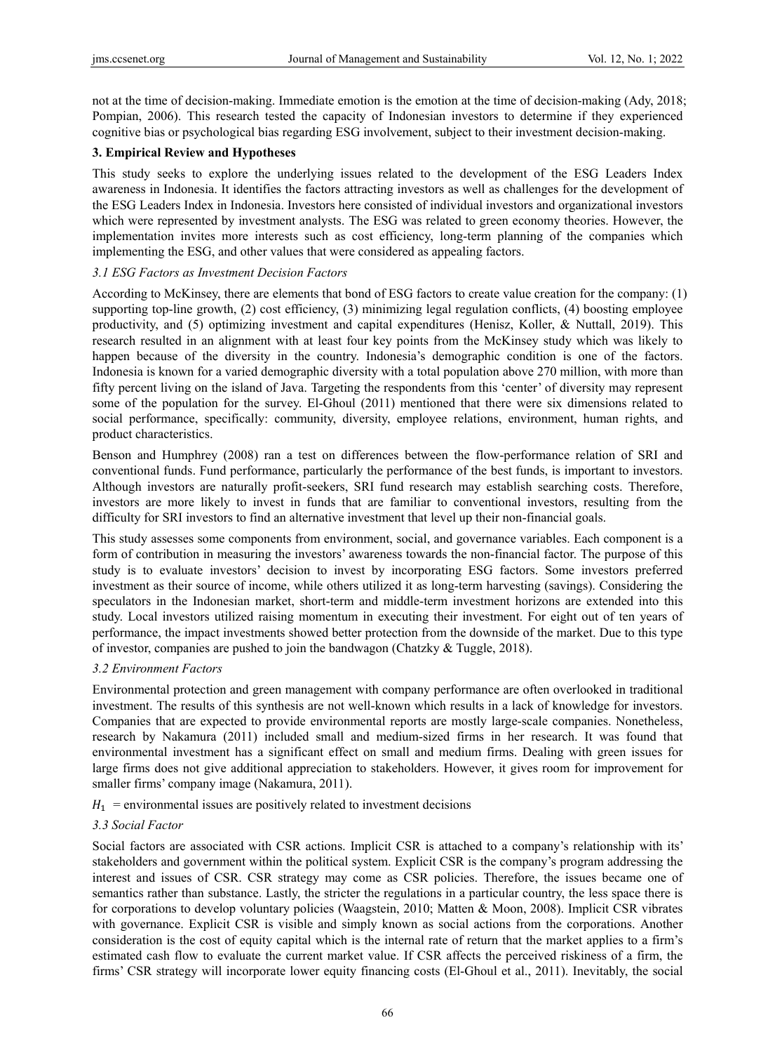not at the time of decision-making. Immediate emotion is the emotion at the time of decision-making (Ady, 2018; Pompian, 2006). This research tested the capacity of Indonesian investors to determine if they experienced cognitive bias or psychological bias regarding ESG involvement, subject to their investment decision-making.

## 3. Empirical Review and Hypotheses

This study seeks to explore the underlying issues related to the development of the ESG Leaders Index awareness in Indonesia. It identifies the factors attracting investors as well as challenges for the development of the ESG Leaders Index in Indonesia. Investors here consisted of individual investors and organizational investors which were represented by investment analysts. The ESG was related to green economy theories. However, the implementation invites more interests such as cost efficiency, long-term planning of the companies which implementing the ESG, and other values that were considered as appealing factors.

### *3.1 ESG Factors as Investment Decision Factors*

According to McKinsey, there are elements that bond of ESG factors to create value creation for the company: (1) supporting top-line growth, (2) cost efficiency, (3) minimizing legal regulation conflicts, (4) boosting employee productivity, and (5) optimizing investment and capital expenditures (Henisz, Koller, & Nuttall, 2019). This research resulted in an alignment with at least four key points from the McKinsey study which was likely to happen because of the diversity in the country. Indonesia's demographic condition is one of the factors. Indonesia is known for a varied demographic diversity with a total population above 270 million, with more than fifty percent living on the island of Java. Targeting the respondents from this 'center' of diversity may represent some of the population for the survey. El-Ghoul (2011) mentioned that there were six dimensions related to social performance, specifically: community, diversity, employee relations, environment, human rights, and product characteristics.

Benson and Humphrey (2008) ran a test on differences between the flow-performance relation of SRI and conventional funds. Fund performance, particularly the performance of the best funds, is important to investors. Although investors are naturally profit-seekers, SRI fund research may establish searching costs. Therefore, investors are more likely to invest in funds that are familiar to conventional investors, resulting from the difficulty for SRI investors to find an alternative investment that level up their non-financial goals.

This study assesses some components from environment, social, and governance variables. Each component is a form of contribution in measuring the investors' awareness towards the non-financial factor. The purpose of this study is to evaluate investors' decision to invest by incorporating ESG factors. Some investors preferred investment as their source of income, while others utilized it as long-term harvesting (savings). Considering the speculators in the Indonesian market, short-term and middle-term investment horizons are extended into this study. Local investors utilized raising momentum in executing their investment. For eight out of ten years of performance, the impact investments showed better protection from the downside of the market. Due to this type of investor, companies are pushed to join the bandwagon (Chatzky & Tuggle, 2018).

### *3.2 Environment Factors*

Environmental protection and green management with company performance are often overlooked in traditional investment. The results of this synthesis are not well-known which results in a lack of knowledge for investors. Companies that are expected to provide environmental reports are mostly large-scale companies. Nonetheless, research by Nakamura (2011) included small and medium-sized firms in her research. It was found that environmental investment has a significant effect on small and medium firms. Dealing with green issues for large firms does not give additional appreciation to stakeholders. However, it gives room for improvement for smaller firms' company image (Nakamura, 2011).

$H_1$ = environmental issues are positively related to investment decisions

### *3.3 Social Factor*

Social factors are associated with CSR actions. Implicit CSR is attached to a company's relationship with its' stakeholders and government within the political system. Explicit CSR is the company's program addressing the interest and issues of CSR. CSR strategy may come as CSR policies. Therefore, the issues became one of semantics rather than substance. Lastly, the stricter the regulations in a particular country, the less space there is for corporations to develop voluntary policies (Waagstein, 2010; Matten & Moon, 2008). Implicit CSR vibrates with governance. Explicit CSR is visible and simply known as social actions from the corporations. Another consideration is the cost of equity capital which is the internal rate of return that the market applies to a firm's estimated cash flow to evaluate the current market value. If CSR affects the perceived riskiness of a firm, the firms' CSR strategy will incorporate lower equity financing costs (El-Ghoul et al., 2011). Inevitably, the social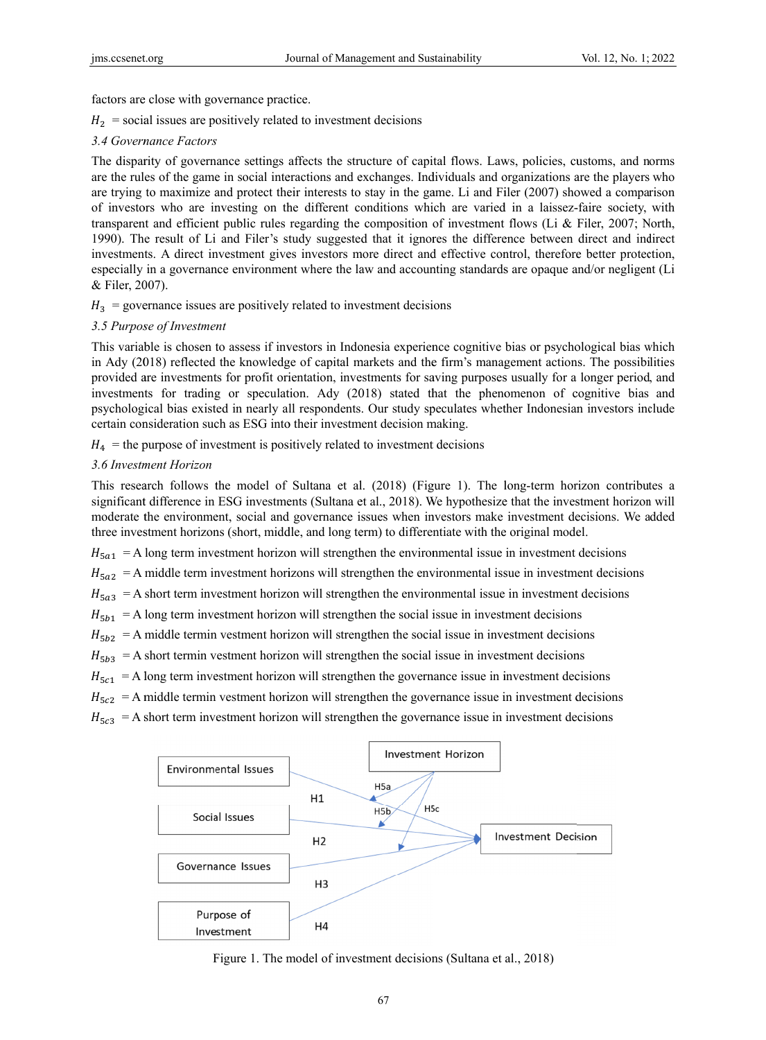factors are close with governance practice.

$H_2$ = social issues are positively related to investment decisions

### 3.4 Governance Factors

The disparity of governance settings affects the structure of capital flows. Laws, policies, customs, and norms are the rules of the game in social interactions and exchanges. Individuals and organizations are the players who are trying to maximize and protect their interests to stay in the game. Li and Filer (2007) showed a comparison of investors who are investing on the different conditions which are varied in a laissez-faire society, with transparent and efficient public rules regarding the composition of investment flows (Li & Filer, 2007; North, 1990). The result of Li and Filer's study suggested that it ignores the difference between direct and indirect investments. A direct investment gives investors more direct and effective control, therefore better protection, especially in a governance environment where the law and accounting standards are opaque and/or negligent (Li & Filer, 2007).

$H_3$ = governance issues are positively related to investment decisions

### 3.5 Purpose of Investment

This variable is chosen to assess if investors in Indonesia experience cognitive bias or psychological bias which in Ady (2018) reflected the knowledge of capital markets and the firm's management actions. The possibilities provided are investments for profit orientation, investments for saving purposes usually for a longer period, and investments for trading or speculation. Ady (2018) stated that the phenomenon of cognitive bias and psychological bias existed in nearly all respondents. Our study speculates whether Indonesian investors include certain consideration such as ESG into their investment decision making.

$H_4$ = the purpose of investment is positively related to investment decisions

### 3.6 Investment Horizon

This research follows the model of Sultana et al. (2018) (Figure 1). The long-term horizon contributes a significant difference in ESG investments (Sultana et al., 2018). We hypothesize that the investment horizon will moderate the environment, social and governance issues when investors make investment decisions. We added three investment horizons (short, middle, and long term) to differentiate with the original model.

$H_{5a1}$ = A long term investment horizon will strengthen the environmental issue in investment decisions

$H_{5a2}$ = A middle term investment horizons will strengthen the environmental issue in investment decisions

$H_{5a3}$ = A short term investment horizon will strengthen the environmental issue in investment decisions

$H_{5b1}$ = A long term investment horizon will strengthen the social issue in investment decisions

$H_{5b2}$ = A middle termin vestment horizon will strengthen the social issue in investment decisions

$H_{5b3}$ = A short termin vestment horizon will strengthen the social issue in investment decisions

$H_{5c1}$ = A long term investment horizon will strengthen the governance issue in investment decisions

$H_{5c2}$ = A middle termin vestment horizon will strengthen the governance issue in investment decisions

$H_{5c3}$ = A short term investment horizon will strengthen the governance issue in investment decisions

Figure 1. The model of investment decisions (Sultana et al., 2018)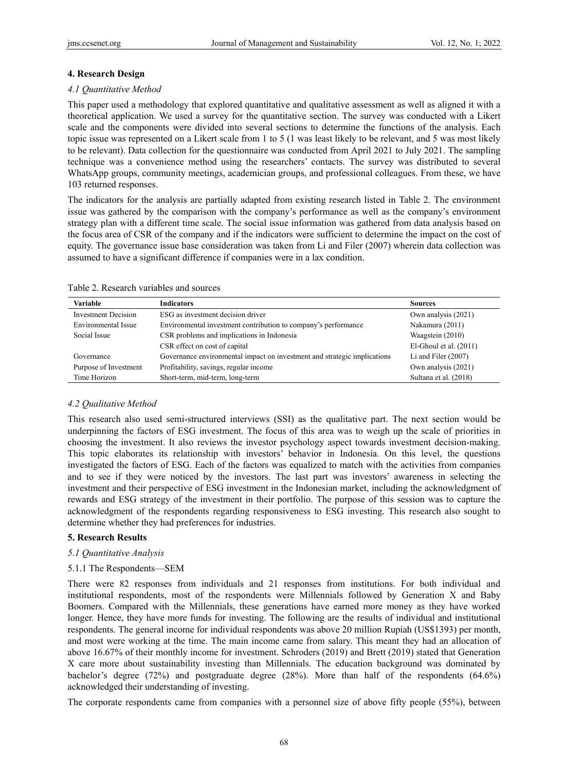## 4. Research Design

### *4.1 Quantitative Method*

This paper used a methodology that explored quantitative and qualitative assessment as well as aligned it with a theoretical application. We used a survey for the quantitative section. The survey was conducted with a Likert scale and the components were divided into several sections to determine the functions of the analysis. Each topic issue was represented on a Likert scale from 1 to 5 (1 was least likely to be relevant, and 5 was most likely to be relevant). Data collection for the questionnaire was conducted from April 2021 to July 2021. The sampling technique was a convenience method using the researchers' contacts. The survey was distributed to several WhatsApp groups, community meetings, academician groups, and professional colleagues. From these, we have 103 returned responses.

The indicators for the analysis are partially adapted from existing research listed in Table 2. The environment issue was gathered by the comparison with the company's performance as well as the company's environment strategy plan with a different time scale. The social issue information was gathered from data analysis based on the focus area of CSR of the company and if the indicators were sufficient to determine the impact on the cost of equity. The governance issue base consideration was taken from Li and Filer (2007) wherein data collection was assumed to have a significant difference if companies were in a lax condition.

Table 2. Research variables and sources

| Variable | Indicators | Sources |
|---|---|---|
| Investment Decision | ESG as investment decision driver | Own analysis (2021) |
| Environmental Issue | Environmental investment contribution to company's performance | Nakamura (2011) |
| Social Issue | CSR problems and implications in Indonesia | Waagstein (2010) |
| | CSR effect on cost of capital | El-Ghoul et al. (2011) |
| Governance | Governance environmental impact on investment and strategic implications | Li and Filer (2007) |
| Purpose of Investment | Profitability, savings, regular income | Own analysis (2021) |
| Time Horizon | Short-term, mid-term, long-term | Sultana et al. (2018) |

### *4.2 Qualitative Method*

This research also used semi-structured interviews (SSI) as the qualitative part. The next section would be underpinning the factors of ESG investment. The focus of this area was to weigh up the scale of priorities in choosing the investment. It also reviews the investor psychology aspect towards investment decision-making. This topic elaborates its relationship with investors' behavior in Indonesia. On this level, the questions investigated the factors of ESG. Each of the factors was equalized to match with the activities from companies and to see if they were noticed by the investors. The last part was investors' awareness in selecting the investment and their perspective of ESG investment in the Indonesian market, including the acknowledgment of rewards and ESG strategy of the investment in their portfolio. The purpose of this session was to capture the acknowledgment of the respondents regarding responsiveness to ESG investing. This research also sought to determine whether they had preferences for industries.

## 5. Research Results

### *5.1 Quantitative Analysis*

#### 5.1.1 The Respondents—SEM

There were 82 responses from individuals and 21 responses from institutions. For both individual and institutional respondents, most of the respondents were Millennials followed by Generation X and Baby Boomers. Compared with the Millennials, these generations have earned more money as they have worked longer. Hence, they have more funds for investing. The following are the results of individual and institutional respondents. The general income for individual respondents was above 20 million Rupiah (US$1393) per month, and most were working at the time. The main income came from salary. This meant they had an allocation of above 16.67% of their monthly income for investment. Schroders (2019) and Brett (2019) stated that Generation X care more about sustainability investing than Millennials. The education background was dominated by bachelor's degree (72%) and postgraduate degree (28%). More than half of the respondents (64.6%) acknowledged their understanding of investing.

The corporate respondents came from companies with a personnel size of above fifty people (55%), between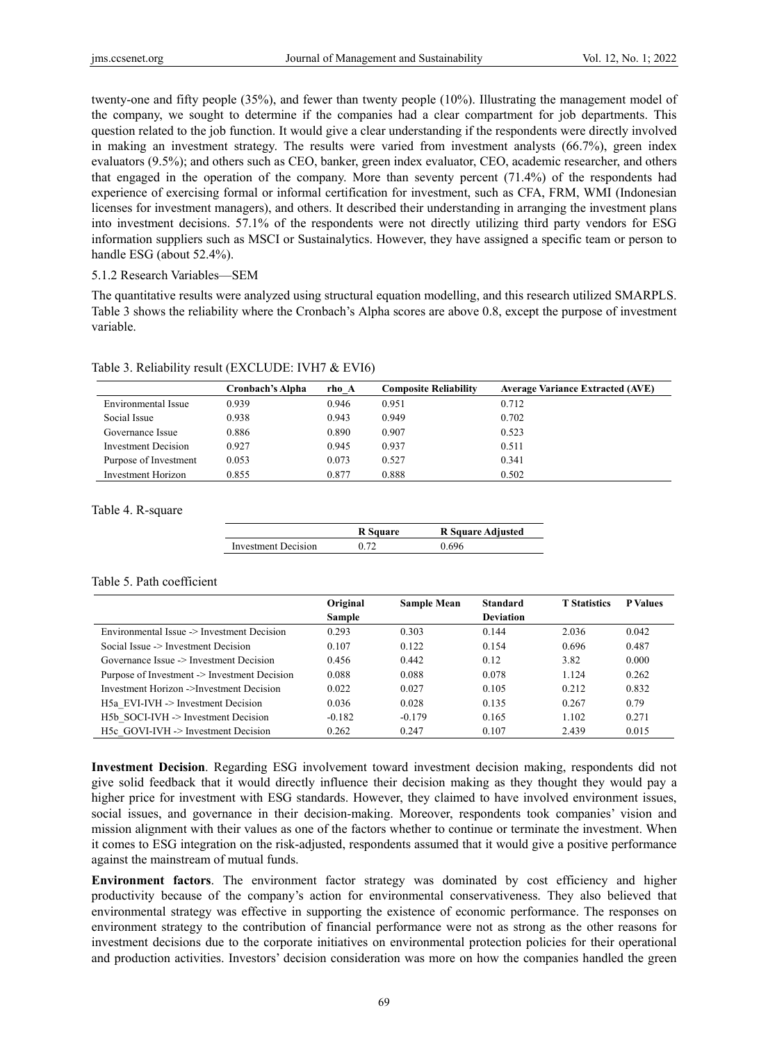twenty-one and fifty people (35%), and fewer than twenty people (10%). Illustrating the management model of the company, we sought to determine if the companies had a clear compartment for job departments. This question related to the job function. It would give a clear understanding if the respondents were directly involved in making an investment strategy. The results were varied from investment analysts (66.7%), green index evaluators (9.5%); and others such as CEO, banker, green index evaluator, CEO, academic researcher, and others that engaged in the operation of the company. More than seventy percent (71.4%) of the respondents had experience of exercising formal or informal certification for investment, such as CFA, FRM, WMI (Indonesian licenses for investment managers), and others. It described their understanding in arranging the investment plans into investment decisions. 57.1% of the respondents were not directly utilizing third party vendors for ESG information suppliers such as MSCI or Sustainalytics. However, they have assigned a specific team or person to handle ESG (about 52.4%).

#### 5.1.2 Research Variables—SEM

The quantitative results were analyzed using structural equation modelling, and this research utilized SMARPLS. Table 3 shows the reliability where the Cronbach's Alpha scores are above 0.8, except the purpose of investment variable.

Table 3. Reliability result (EXCLUDE: IVH7 & EVI6)

| | Cronbach's Alpha | rho_A | Composite Reliability | Average Variance Extracted (AVE) |
|---|---|---|---|---|
| Environmental Issue | 0.939 | 0.946 | 0.951 | 0.712 |
| Social Issue | 0.938 | 0.943 | 0.949 | 0.702 |
| Governance Issue | 0.886 | 0.890 | 0.907 | 0.523 |
| Investment Decision | 0.927 | 0.945 | 0.937 | 0.511 |
| Purpose of Investment | 0.053 | 0.073 | 0.527 | 0.341 |
| Investment Horizon | 0.855 | 0.877 | 0.888 | 0.502 |

Table 4. R-square

| | R Square | R Square Adjusted |
|---|---|---|
| Investment Decision | 0.72 | 0.696 |

Table 5. Path coefficient

| | Original Sample | Sample Mean | Standard Deviation | T Statistics | P Values |
|---|---|---|---|---|---|
| Environmental Issue -> Investment Decision | 0.293 | 0.303 | 0.144 | 2.036 | 0.042 |
| Social Issue -> Investment Decision | 0.107 | 0.122 | 0.154 | 0.696 | 0.487 |
| Governance Issue -> Investment Decision | 0.456 | 0.442 | 0.12 | 3.82 | 0.000 |
| Purpose of Investment -> Investment Decision | 0.088 | 0.088 | 0.078 | 1.124 | 0.262 |
| Investment Horizon ->Investment Decision | 0.022 | 0.027 | 0.105 | 0.212 | 0.832 |
| H5a_EVI-IVH -> Investment Decision | 0.036 | 0.028 | 0.135 | 0.267 | 0.79 |
| H5b_SOCI-IVH -> Investment Decision | -0.182 | -0.179 | 0.165 | 1.102 | 0.271 |
| H5c_GOVI-IVH -> Investment Decision | 0.262 | 0.247 | 0.107 | 2.439 | 0.015 |

**Investment Decision**. Regarding ESG involvement toward investment decision making, respondents did not give solid feedback that it would directly influence their decision making as they thought they would pay a higher price for investment with ESG standards. However, they claimed to have involved environment issues, social issues, and governance in their decision-making. Moreover, respondents took companies' vision and mission alignment with their values as one of the factors whether to continue or terminate the investment. When it comes to ESG integration on the risk-adjusted, respondents assumed that it would give a positive performance against the mainstream of mutual funds.

**Environment factors**. The environment factor strategy was dominated by cost efficiency and higher productivity because of the company's action for environmental conservativeness. They also believed that environmental strategy was effective in supporting the existence of economic performance. The responses on environment strategy to the contribution of financial performance were not as strong as the other reasons for investment decisions due to the corporate initiatives on environmental protection policies for their operational and production activities. Investors' decision consideration was more on how the companies handled the green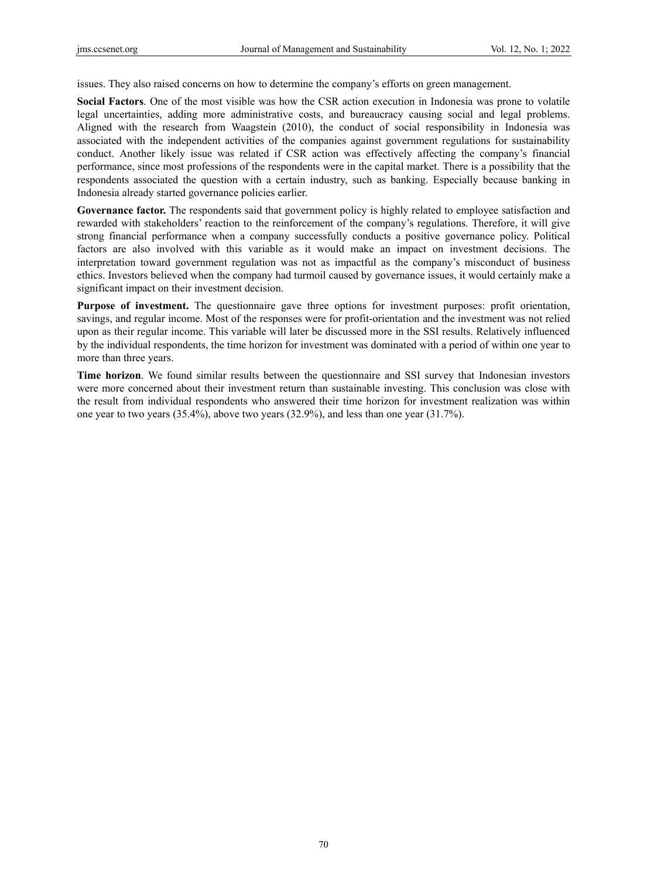issues. They also raised concerns on how to determine the company's efforts on green management.

**Social Factors**. One of the most visible was how the CSR action execution in Indonesia was prone to volatile legal uncertainties, adding more administrative costs, and bureaucracy causing social and legal problems. Aligned with the research from Waagstein (2010), the conduct of social responsibility in Indonesia was associated with the independent activities of the companies against government regulations for sustainability conduct. Another likely issue was related if CSR action was effectively affecting the company's financial performance, since most professions of the respondents were in the capital market. There is a possibility that the respondents associated the question with a certain industry, such as banking. Especially because banking in Indonesia already started governance policies earlier.

**Governance factor.** The respondents said that government policy is highly related to employee satisfaction and rewarded with stakeholders' reaction to the reinforcement of the company's regulations. Therefore, it will give strong financial performance when a company successfully conducts a positive governance policy. Political factors are also involved with this variable as it would make an impact on investment decisions. The interpretation toward government regulation was not as impactful as the company's misconduct of business ethics. Investors believed when the company had turmoil caused by governance issues, it would certainly make a significant impact on their investment decision.

**Purpose of investment.** The questionnaire gave three options for investment purposes: profit orientation, savings, and regular income. Most of the responses were for profit-orientation and the investment was not relied upon as their regular income. This variable will later be discussed more in the SSI results. Relatively influenced by the individual respondents, the time horizon for investment was dominated with a period of within one year to more than three years.

**Time horizon**. We found similar results between the questionnaire and SSI survey that Indonesian investors were more concerned about their investment return than sustainable investing. This conclusion was close with the result from individual respondents who answered their time horizon for investment realization was within one year to two years (35.4%), above two years (32.9%), and less than one year (31.7%).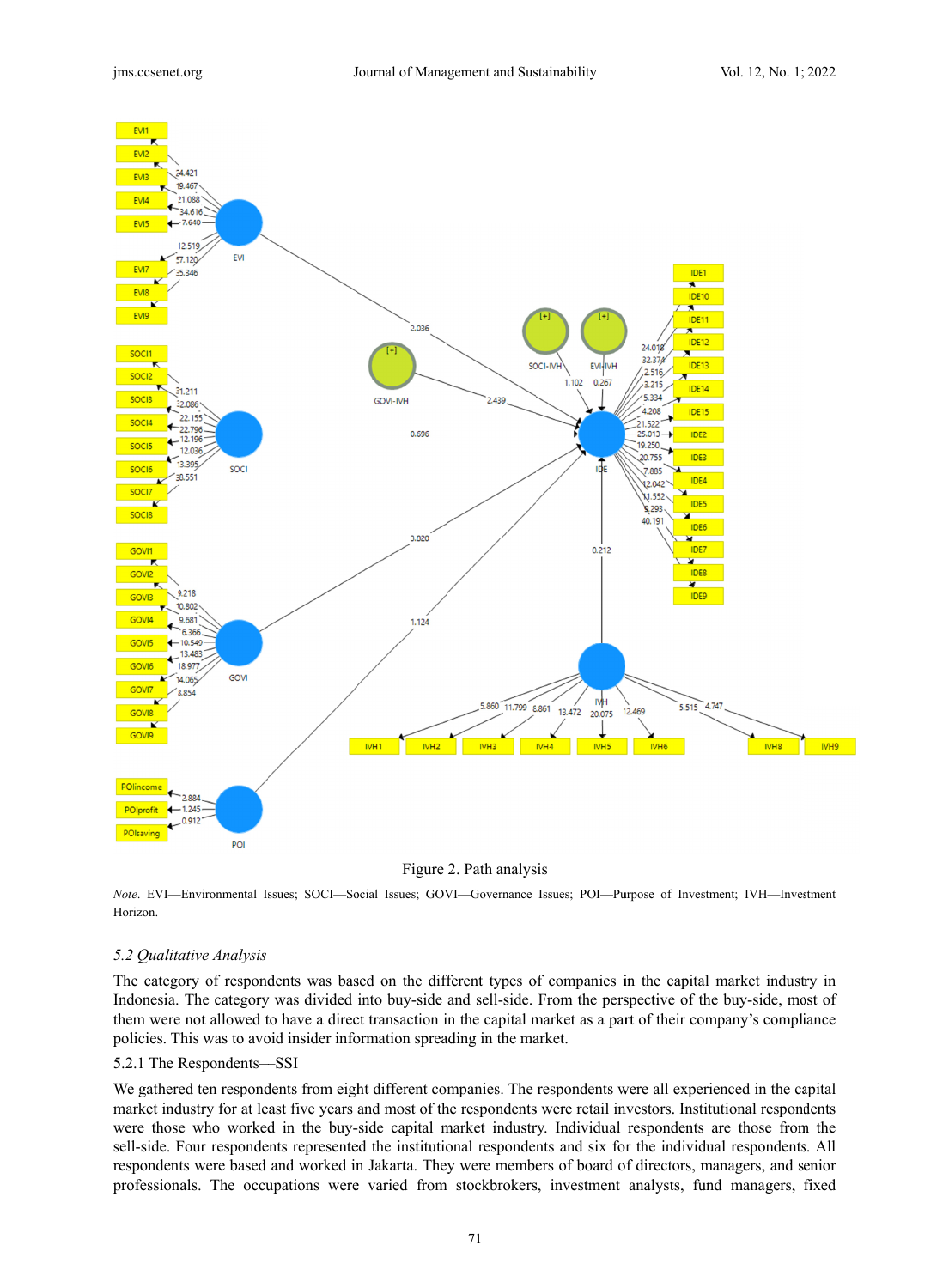Figure 2. Path analysis

*Note*. EVI—Environmental Issues; SOCI—Social Issues; GOVI—Governance Issues; POI—Purpose of Investment; IVH—Investment Horizon.

### *5.2 Qualitative Analysis*

The category of respondents was based on the different types of companies in the capital market industry in Indonesia. The category was divided into buy-side and sell-side. From the perspective of the buy-side, most of them were not allowed to have a direct transaction in the capital market as a part of their company's compliance policies. This was to avoid insider information spreading in the market.

#### 5.2.1 The Respondents—SSI

We gathered ten respondents from eight different companies. The respondents were all experienced in the capital market industry for at least five years and most of the respondents were retail investors. Institutional respondents were those who worked in the buy-side capital market industry. Individual respondents are those from the sell-side. Four respondents represented the institutional respondents and six for the individual respondents. All respondents were based and worked in Jakarta. They were members of board of directors, managers, and senior professionals. The occupations were varied from stockbrokers, investment analysts, fund managers, fixed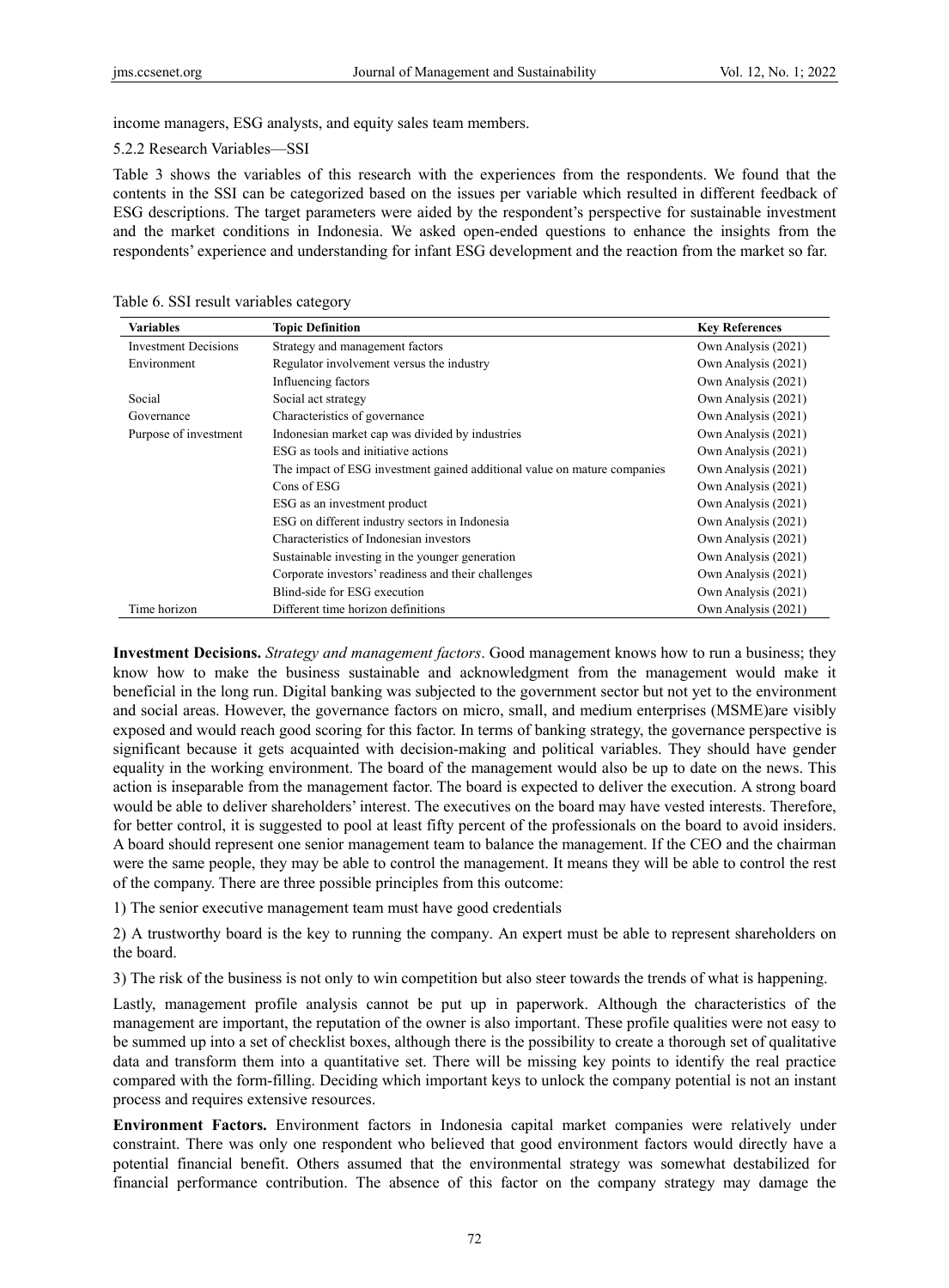income managers, ESG analysts, and equity sales team members.

5.2.2 Research Variables—SSI

Table 3 shows the variables of this research with the experiences from the respondents. We found that the contents in the SSI can be categorized based on the issues per variable which resulted in different feedback of ESG descriptions. The target parameters were aided by the respondent's perspective for sustainable investment and the market conditions in Indonesia. We asked open-ended questions to enhance the insights from the respondents' experience and understanding for infant ESG development and the reaction from the market so far.

Table 6. SSI result variables category

| Variables | Topic Definition | Key References |
|---|---|---|
| Investment Decisions | Strategy and management factors | Own Analysis (2021) |
| Environment | Regulator involvement versus the industry | Own Analysis (2021) |
| | Influencing factors | Own Analysis (2021) |
| Social | Social act strategy | Own Analysis (2021) |
| Governance | Characteristics of governance | Own Analysis (2021) |
| Purpose of investment | Indonesian market cap was divided by industries | Own Analysis (2021) |
| | ESG as tools and initiative actions | Own Analysis (2021) |
| | The impact of ESG investment gained additional value on mature companies | Own Analysis (2021) |
| | Cons of ESG | Own Analysis (2021) |
| | ESG as an investment product | Own Analysis (2021) |
| | ESG on different industry sectors in Indonesia | Own Analysis (2021) |
| | Characteristics of Indonesian investors | Own Analysis (2021) |
| | Sustainable investing in the younger generation | Own Analysis (2021) |
| | Corporate investors' readiness and their challenges | Own Analysis (2021) |
| | Blind-side for ESG execution | Own Analysis (2021) |
| Time horizon | Different time horizon definitions | Own Analysis (2021) |

**Investment Decisions.** *Strategy and management factors*. Good management knows how to run a business; they know how to make the business sustainable and acknowledgment from the management would make it beneficial in the long run. Digital banking was subjected to the government sector but not yet to the environment and social areas. However, the governance factors on micro, small, and medium enterprises (MSME)are visibly exposed and would reach good scoring for this factor. In terms of banking strategy, the governance perspective is significant because it gets acquainted with decision-making and political variables. They should have gender equality in the working environment. The board of the management would also be up to date on the news. This action is inseparable from the management factor. The board is expected to deliver the execution. A strong board would be able to deliver shareholders' interest. The executives on the board may have vested interests. Therefore, for better control, it is suggested to pool at least fifty percent of the professionals on the board to avoid insiders. A board should represent one senior management team to balance the management. If the CEO and the chairman were the same people, they may be able to control the management. It means they will be able to control the rest of the company. There are three possible principles from this outcome:

1) The senior executive management team must have good credentials

2) A trustworthy board is the key to running the company. An expert must be able to represent shareholders on the board.

3) The risk of the business is not only to win competition but also steer towards the trends of what is happening.

Lastly, management profile analysis cannot be put up in paperwork. Although the characteristics of the management are important, the reputation of the owner is also important. These profile qualities were not easy to be summed up into a set of checklist boxes, although there is the possibility to create a thorough set of qualitative data and transform them into a quantitative set. There will be missing key points to identify the real practice compared with the form-filling. Deciding which important keys to unlock the company potential is not an instant process and requires extensive resources.

**Environment Factors.** Environment factors in Indonesia capital market companies were relatively under constraint. There was only one respondent who believed that good environment factors would directly have a potential financial benefit. Others assumed that the environmental strategy was somewhat destabilized for financial performance contribution. The absence of this factor on the company strategy may damage the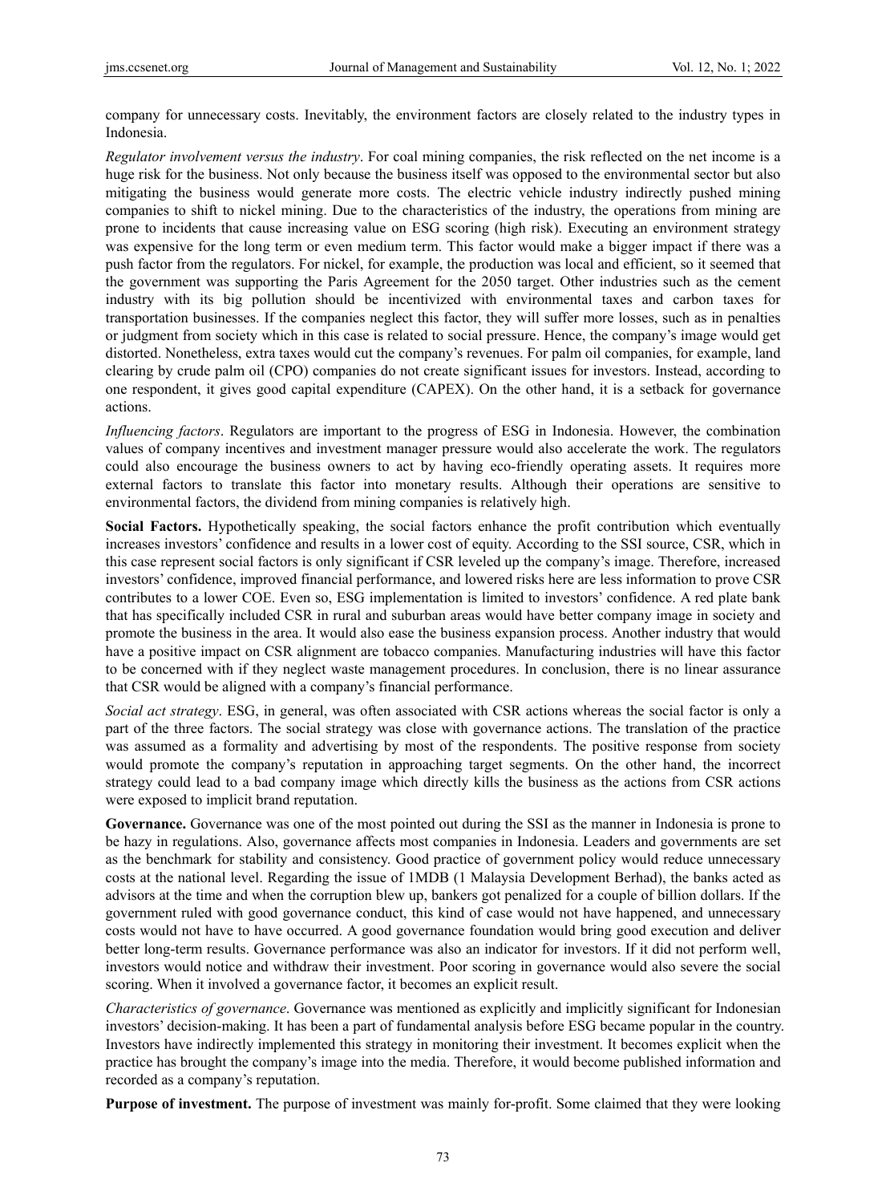company for unnecessary costs. Inevitably, the environment factors are closely related to the industry types in Indonesia.

*Regulator involvement versus the industry*. For coal mining companies, the risk reflected on the net income is a huge risk for the business. Not only because the business itself was opposed to the environmental sector but also mitigating the business would generate more costs. The electric vehicle industry indirectly pushed mining companies to shift to nickel mining. Due to the characteristics of the industry, the operations from mining are prone to incidents that cause increasing value on ESG scoring (high risk). Executing an environment strategy was expensive for the long term or even medium term. This factor would make a bigger impact if there was a push factor from the regulators. For nickel, for example, the production was local and efficient, so it seemed that the government was supporting the Paris Agreement for the 2050 target. Other industries such as the cement industry with its big pollution should be incentivized with environmental taxes and carbon taxes for transportation businesses. If the companies neglect this factor, they will suffer more losses, such as in penalties or judgment from society which in this case is related to social pressure. Hence, the company's image would get distorted. Nonetheless, extra taxes would cut the company's revenues. For palm oil companies, for example, land clearing by crude palm oil (CPO) companies do not create significant issues for investors. Instead, according to one respondent, it gives good capital expenditure (CAPEX). On the other hand, it is a setback for governance actions.

*Influencing factors*. Regulators are important to the progress of ESG in Indonesia. However, the combination values of company incentives and investment manager pressure would also accelerate the work. The regulators could also encourage the business owners to act by having eco-friendly operating assets. It requires more external factors to translate this factor into monetary results. Although their operations are sensitive to environmental factors, the dividend from mining companies is relatively high.

**Social Factors.** Hypothetically speaking, the social factors enhance the profit contribution which eventually increases investors' confidence and results in a lower cost of equity. According to the SSI source, CSR, which in this case represent social factors is only significant if CSR leveled up the company's image. Therefore, increased investors' confidence, improved financial performance, and lowered risks here are less information to prove CSR contributes to a lower COE. Even so, ESG implementation is limited to investors' confidence. A red plate bank that has specifically included CSR in rural and suburban areas would have better company image in society and promote the business in the area. It would also ease the business expansion process. Another industry that would have a positive impact on CSR alignment are tobacco companies. Manufacturing industries will have this factor to be concerned with if they neglect waste management procedures. In conclusion, there is no linear assurance that CSR would be aligned with a company's financial performance.

*Social act strategy*. ESG, in general, was often associated with CSR actions whereas the social factor is only a part of the three factors. The social strategy was close with governance actions. The translation of the practice was assumed as a formality and advertising by most of the respondents. The positive response from society would promote the company's reputation in approaching target segments. On the other hand, the incorrect strategy could lead to a bad company image which directly kills the business as the actions from CSR actions were exposed to implicit brand reputation.

**Governance.** Governance was one of the most pointed out during the SSI as the manner in Indonesia is prone to be hazy in regulations. Also, governance affects most companies in Indonesia. Leaders and governments are set as the benchmark for stability and consistency. Good practice of government policy would reduce unnecessary costs at the national level. Regarding the issue of 1MDB (1 Malaysia Development Berhad), the banks acted as advisors at the time and when the corruption blew up, bankers got penalized for a couple of billion dollars. If the government ruled with good governance conduct, this kind of case would not have happened, and unnecessary costs would not have to have occurred. A good governance foundation would bring good execution and deliver better long-term results. Governance performance was also an indicator for investors. If it did not perform well, investors would notice and withdraw their investment. Poor scoring in governance would also severe the social scoring. When it involved a governance factor, it becomes an explicit result.

*Characteristics of governance*. Governance was mentioned as explicitly and implicitly significant for Indonesian investors' decision-making. It has been a part of fundamental analysis before ESG became popular in the country. Investors have indirectly implemented this strategy in monitoring their investment. It becomes explicit when the practice has brought the company's image into the media. Therefore, it would become published information and recorded as a company's reputation.

**Purpose of investment.** The purpose of investment was mainly for-profit. Some claimed that they were looking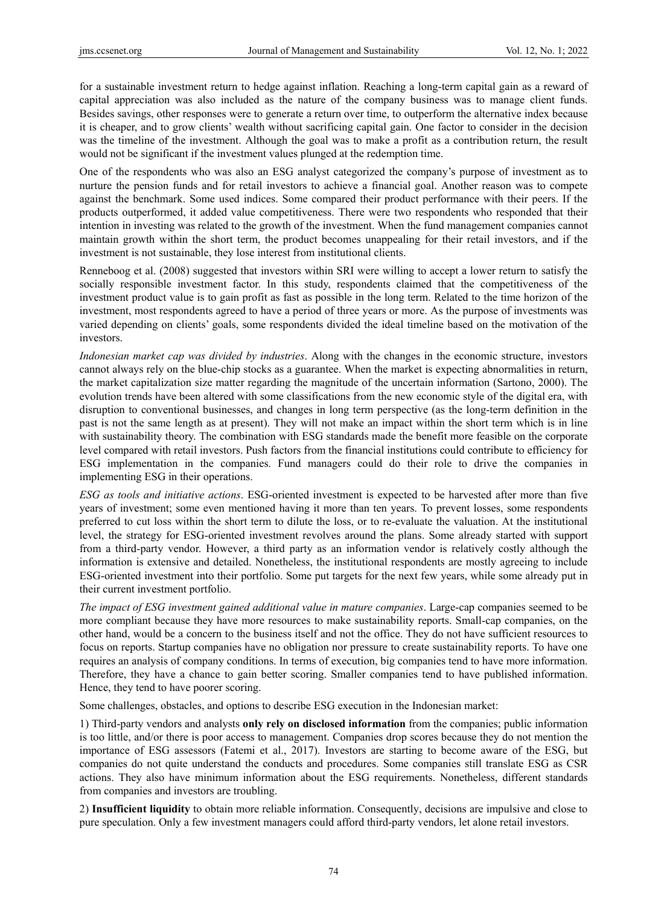for a sustainable investment return to hedge against inflation. Reaching a long-term capital gain as a reward of capital appreciation was also included as the nature of the company business was to manage client funds. Besides savings, other responses were to generate a return over time, to outperform the alternative index because it is cheaper, and to grow clients' wealth without sacrificing capital gain. One factor to consider in the decision was the timeline of the investment. Although the goal was to make a profit as a contribution return, the result would not be significant if the investment values plunged at the redemption time.

One of the respondents who was also an ESG analyst categorized the company's purpose of investment as to nurture the pension funds and for retail investors to achieve a financial goal. Another reason was to compete against the benchmark. Some used indices. Some compared their product performance with their peers. If the products outperformed, it added value competitiveness. There were two respondents who responded that their intention in investing was related to the growth of the investment. When the fund management companies cannot maintain growth within the short term, the product becomes unappealing for their retail investors, and if the investment is not sustainable, they lose interest from institutional clients.

Renneboog et al. (2008) suggested that investors within SRI were willing to accept a lower return to satisfy the socially responsible investment factor. In this study, respondents claimed that the competitiveness of the investment product value is to gain profit as fast as possible in the long term. Related to the time horizon of the investment, most respondents agreed to have a period of three years or more. As the purpose of investments was varied depending on clients' goals, some respondents divided the ideal timeline based on the motivation of the investors.

*Indonesian market cap was divided by industries*. Along with the changes in the economic structure, investors cannot always rely on the blue-chip stocks as a guarantee. When the market is expecting abnormalities in return, the market capitalization size matter regarding the magnitude of the uncertain information (Sartono, 2000). The evolution trends have been altered with some classifications from the new economic style of the digital era, with disruption to conventional businesses, and changes in long term perspective (as the long-term definition in the past is not the same length as at present). They will not make an impact within the short term which is in line with sustainability theory. The combination with ESG standards made the benefit more feasible on the corporate level compared with retail investors. Push factors from the financial institutions could contribute to efficiency for ESG implementation in the companies. Fund managers could do their role to drive the companies in implementing ESG in their operations.

*ESG as tools and initiative actions*. ESG-oriented investment is expected to be harvested after more than five years of investment; some even mentioned having it more than ten years. To prevent losses, some respondents preferred to cut loss within the short term to dilute the loss, or to re-evaluate the valuation. At the institutional level, the strategy for ESG-oriented investment revolves around the plans. Some already started with support from a third-party vendor. However, a third party as an information vendor is relatively costly although the information is extensive and detailed. Nonetheless, the institutional respondents are mostly agreeing to include ESG-oriented investment into their portfolio. Some put targets for the next few years, while some already put in their current investment portfolio.

*The impact of ESG investment gained additional value in mature companies*. Large-cap companies seemed to be more compliant because they have more resources to make sustainability reports. Small-cap companies, on the other hand, would be a concern to the business itself and not the office. They do not have sufficient resources to focus on reports. Startup companies have no obligation nor pressure to create sustainability reports. To have one requires an analysis of company conditions. In terms of execution, big companies tend to have more information. Therefore, they have a chance to gain better scoring. Smaller companies tend to have published information. Hence, they tend to have poorer scoring.

Some challenges, obstacles, and options to describe ESG execution in the Indonesian market:

1) Third-party vendors and analysts **only rely on disclosed information** from the companies; public information is too little, and/or there is poor access to management. Companies drop scores because they do not mention the importance of ESG assessors (Fatemi et al., 2017). Investors are starting to become aware of the ESG, but companies do not quite understand the conducts and procedures. Some companies still translate ESG as CSR actions. They also have minimum information about the ESG requirements. Nonetheless, different standards from companies and investors are troubling.

2) **Insufficient liquidity** to obtain more reliable information. Consequently, decisions are impulsive and close to pure speculation. Only a few investment managers could afford third-party vendors, let alone retail investors.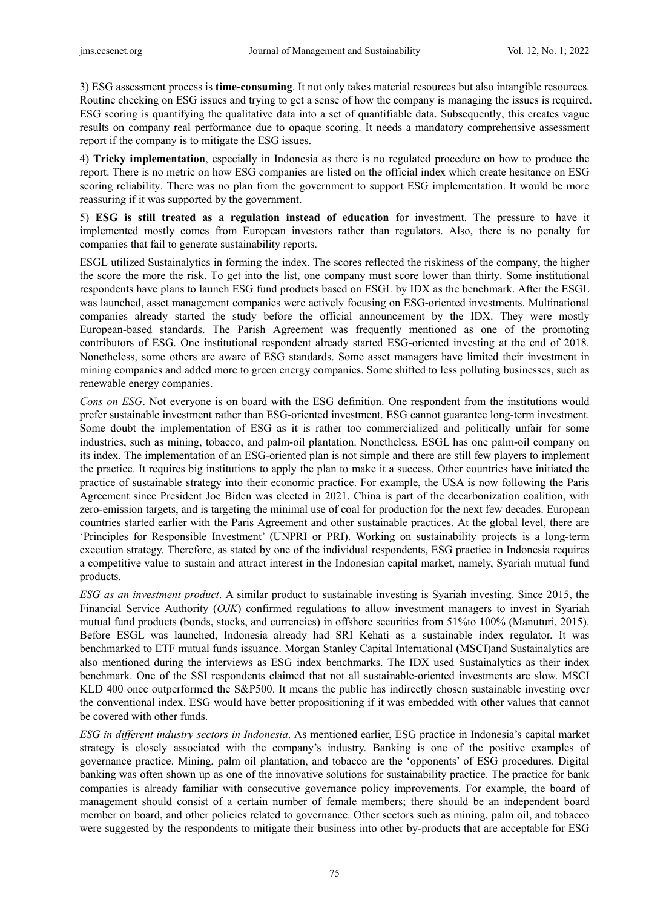3) ESG assessment process is **time-consuming**. It not only takes material resources but also intangible resources. Routine checking on ESG issues and trying to get a sense of how the company is managing the issues is required. ESG scoring is quantifying the qualitative data into a set of quantifiable data. Subsequently, this creates vague results on company real performance due to opaque scoring. It needs a mandatory comprehensive assessment report if the company is to mitigate the ESG issues.

4) **Tricky implementation**, especially in Indonesia as there is no regulated procedure on how to produce the report. There is no metric on how ESG companies are listed on the official index which create hesitance on ESG scoring reliability. There was no plan from the government to support ESG implementation. It would be more reassuring if it was supported by the government.

5) **ESG is still treated as a regulation instead of education** for investment. The pressure to have it implemented mostly comes from European investors rather than regulators. Also, there is no penalty for companies that fail to generate sustainability reports.

ESGL utilized Sustainalytics in forming the index. The scores reflected the riskiness of the company, the higher the score the more the risk. To get into the list, one company must score lower than thirty. Some institutional respondents have plans to launch ESG fund products based on ESGL by IDX as the benchmark. After the ESGL was launched, asset management companies were actively focusing on ESG-oriented investments. Multinational companies already started the study before the official announcement by the IDX. They were mostly European-based standards. The Parish Agreement was frequently mentioned as one of the promoting contributors of ESG. One institutional respondent already started ESG-oriented investing at the end of 2018. Nonetheless, some others are aware of ESG standards. Some asset managers have limited their investment in mining companies and added more to green energy companies. Some shifted to less polluting businesses, such as renewable energy companies.

*Cons on ESG*. Not everyone is on board with the ESG definition. One respondent from the institutions would prefer sustainable investment rather than ESG-oriented investment. ESG cannot guarantee long-term investment. Some doubt the implementation of ESG as it is rather too commercialized and politically unfair for some industries, such as mining, tobacco, and palm-oil plantation. Nonetheless, ESGL has one palm-oil company on its index. The implementation of an ESG-oriented plan is not simple and there are still few players to implement the practice. It requires big institutions to apply the plan to make it a success. Other countries have initiated the practice of sustainable strategy into their economic practice. For example, the USA is now following the Paris Agreement since President Joe Biden was elected in 2021. China is part of the decarbonization coalition, with zero-emission targets, and is targeting the minimal use of coal for production for the next few decades. European countries started earlier with the Paris Agreement and other sustainable practices. At the global level, there are 'Principles for Responsible Investment' (UNPRI or PRI). Working on sustainability projects is a long-term execution strategy. Therefore, as stated by one of the individual respondents, ESG practice in Indonesia requires a competitive value to sustain and attract interest in the Indonesian capital market, namely, Syariah mutual fund products.

*ESG as an investment product*. A similar product to sustainable investing is Syariah investing. Since 2015, the Financial Service Authority (*OJK*) confirmed regulations to allow investment managers to invest in Syariah mutual fund products (bonds, stocks, and currencies) in offshore securities from 51%to 100% (Manuturi, 2015). Before ESGL was launched, Indonesia already had SRI Kehati as a sustainable index regulator. It was benchmarked to ETF mutual funds issuance. Morgan Stanley Capital International (MSCI)and Sustainalytics are also mentioned during the interviews as ESG index benchmarks. The IDX used Sustainalytics as their index benchmark. One of the SSI respondents claimed that not all sustainable-oriented investments are slow. MSCI KLD 400 once outperformed the S&P500. It means the public has indirectly chosen sustainable investing over the conventional index. ESG would have better propositioning if it was embedded with other values that cannot be covered with other funds.

*ESG in different industry sectors in Indonesia*. As mentioned earlier, ESG practice in Indonesia's capital market strategy is closely associated with the company's industry. Banking is one of the positive examples of governance practice. Mining, palm oil plantation, and tobacco are the 'opponents' of ESG procedures. Digital banking was often shown up as one of the innovative solutions for sustainability practice. The practice for bank companies is already familiar with consecutive governance policy improvements. For example, the board of management should consist of a certain number of female members; there should be an independent board member on board, and other policies related to governance. Other sectors such as mining, palm oil, and tobacco were suggested by the respondents to mitigate their business into other by-products that are acceptable for ESG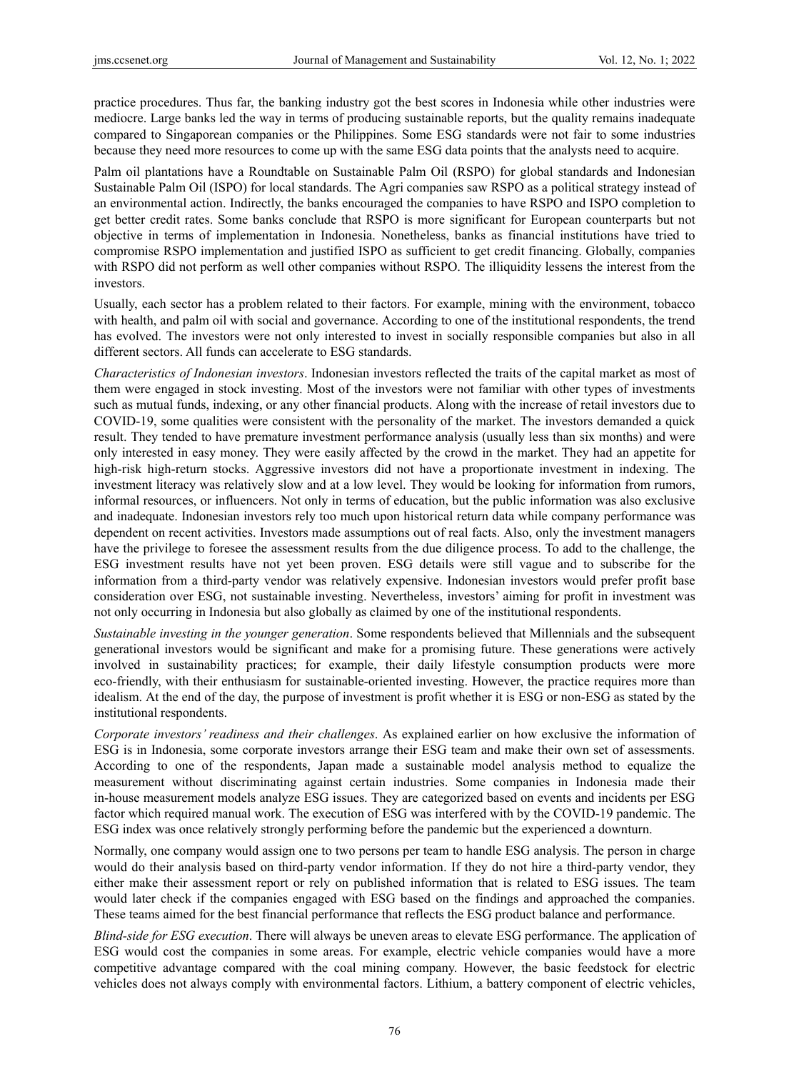practice procedures. Thus far, the banking industry got the best scores in Indonesia while other industries were mediocre. Large banks led the way in terms of producing sustainable reports, but the quality remains inadequate compared to Singaporean companies or the Philippines. Some ESG standards were not fair to some industries because they need more resources to come up with the same ESG data points that the analysts need to acquire.

Palm oil plantations have a Roundtable on Sustainable Palm Oil (RSPO) for global standards and Indonesian Sustainable Palm Oil (ISPO) for local standards. The Agri companies saw RSPO as a political strategy instead of an environmental action. Indirectly, the banks encouraged the companies to have RSPO and ISPO completion to get better credit rates. Some banks conclude that RSPO is more significant for European counterparts but not objective in terms of implementation in Indonesia. Nonetheless, banks as financial institutions have tried to compromise RSPO implementation and justified ISPO as sufficient to get credit financing. Globally, companies with RSPO did not perform as well other companies without RSPO. The illiquidity lessens the interest from the investors.

Usually, each sector has a problem related to their factors. For example, mining with the environment, tobacco with health, and palm oil with social and governance. According to one of the institutional respondents, the trend has evolved. The investors were not only interested to invest in socially responsible companies but also in all different sectors. All funds can accelerate to ESG standards.

*Characteristics of Indonesian investors*. Indonesian investors reflected the traits of the capital market as most of them were engaged in stock investing. Most of the investors were not familiar with other types of investments such as mutual funds, indexing, or any other financial products. Along with the increase of retail investors due to COVID-19, some qualities were consistent with the personality of the market. The investors demanded a quick result. They tended to have premature investment performance analysis (usually less than six months) and were only interested in easy money. They were easily affected by the crowd in the market. They had an appetite for high-risk high-return stocks. Aggressive investors did not have a proportionate investment in indexing. The investment literacy was relatively slow and at a low level. They would be looking for information from rumors, informal resources, or influencers. Not only in terms of education, but the public information was also exclusive and inadequate. Indonesian investors rely too much upon historical return data while company performance was dependent on recent activities. Investors made assumptions out of real facts. Also, only the investment managers have the privilege to foresee the assessment results from the due diligence process. To add to the challenge, the ESG investment results have not yet been proven. ESG details were still vague and to subscribe for the information from a third-party vendor was relatively expensive. Indonesian investors would prefer profit base consideration over ESG, not sustainable investing. Nevertheless, investors' aiming for profit in investment was not only occurring in Indonesia but also globally as claimed by one of the institutional respondents.

*Sustainable investing in the younger generation*. Some respondents believed that Millennials and the subsequent generational investors would be significant and make for a promising future. These generations were actively involved in sustainability practices; for example, their daily lifestyle consumption products were more eco-friendly, with their enthusiasm for sustainable-oriented investing. However, the practice requires more than idealism. At the end of the day, the purpose of investment is profit whether it is ESG or non-ESG as stated by the institutional respondents.

*Corporate investors' readiness and their challenges*. As explained earlier on how exclusive the information of ESG is in Indonesia, some corporate investors arrange their ESG team and make their own set of assessments. According to one of the respondents, Japan made a sustainable model analysis method to equalize the measurement without discriminating against certain industries. Some companies in Indonesia made their in-house measurement models analyze ESG issues. They are categorized based on events and incidents per ESG factor which required manual work. The execution of ESG was interfered with by the COVID-19 pandemic. The ESG index was once relatively strongly performing before the pandemic but the experienced a downturn.

Normally, one company would assign one to two persons per team to handle ESG analysis. The person in charge would do their analysis based on third-party vendor information. If they do not hire a third-party vendor, they either make their assessment report or rely on published information that is related to ESG issues. The team would later check if the companies engaged with ESG based on the findings and approached the companies. These teams aimed for the best financial performance that reflects the ESG product balance and performance.

*Blind-side for ESG execution*. There will always be uneven areas to elevate ESG performance. The application of ESG would cost the companies in some areas. For example, electric vehicle companies would have a more competitive advantage compared with the coal mining company. However, the basic feedstock for electric vehicles does not always comply with environmental factors. Lithium, a battery component of electric vehicles,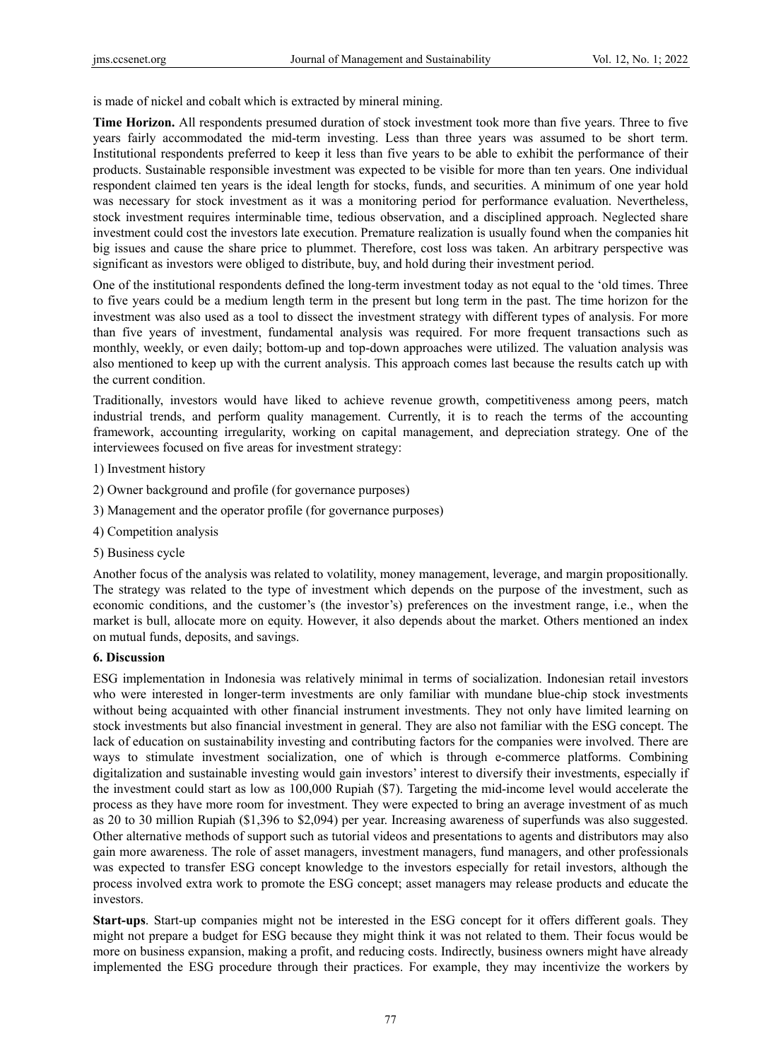is made of nickel and cobalt which is extracted by mineral mining.

**Time Horizon.** All respondents presumed duration of stock investment took more than five years. Three to five years fairly accommodated the mid-term investing. Less than three years was assumed to be short term. Institutional respondents preferred to keep it less than five years to be able to exhibit the performance of their products. Sustainable responsible investment was expected to be visible for more than ten years. One individual respondent claimed ten years is the ideal length for stocks, funds, and securities. A minimum of one year hold was necessary for stock investment as it was a monitoring period for performance evaluation. Nevertheless, stock investment requires interminable time, tedious observation, and a disciplined approach. Neglected share investment could cost the investors late execution. Premature realization is usually found when the companies hit big issues and cause the share price to plummet. Therefore, cost loss was taken. An arbitrary perspective was significant as investors were obliged to distribute, buy, and hold during their investment period.

One of the institutional respondents defined the long-term investment today as not equal to the 'old times. Three to five years could be a medium length term in the present but long term in the past. The time horizon for the investment was also used as a tool to dissect the investment strategy with different types of analysis. For more than five years of investment, fundamental analysis was required. For more frequent transactions such as monthly, weekly, or even daily; bottom-up and top-down approaches were utilized. The valuation analysis was also mentioned to keep up with the current analysis. This approach comes last because the results catch up with the current condition.

Traditionally, investors would have liked to achieve revenue growth, competitiveness among peers, match industrial trends, and perform quality management. Currently, it is to reach the terms of the accounting framework, accounting irregularity, working on capital management, and depreciation strategy. One of the interviewees focused on five areas for investment strategy:

1) Investment history

2) Owner background and profile (for governance purposes)

3) Management and the operator profile (for governance purposes)

4) Competition analysis

5) Business cycle

Another focus of the analysis was related to volatility, money management, leverage, and margin propositionally. The strategy was related to the type of investment which depends on the purpose of the investment, such as economic conditions, and the customer's (the investor's) preferences on the investment range, i.e., when the market is bull, allocate more on equity. However, it also depends about the market. Others mentioned an index on mutual funds, deposits, and savings.

## 6. Discussion

ESG implementation in Indonesia was relatively minimal in terms of socialization. Indonesian retail investors who were interested in longer-term investments are only familiar with mundane blue-chip stock investments without being acquainted with other financial instrument investments. They not only have limited learning on stock investments but also financial investment in general. They are also not familiar with the ESG concept. The lack of education on sustainability investing and contributing factors for the companies were involved. There are ways to stimulate investment socialization, one of which is through e-commerce platforms. Combining digitalization and sustainable investing would gain investors' interest to diversify their investments, especially if the investment could start as low as 100,000 Rupiah ($7). Targeting the mid-income level would accelerate the process as they have more room for investment. They were expected to bring an average investment of as much as 20 to 30 million Rupiah ($1,396 to $2,094) per year. Increasing awareness of superfunds was also suggested. Other alternative methods of support such as tutorial videos and presentations to agents and distributors may also gain more awareness. The role of asset managers, investment managers, fund managers, and other professionals was expected to transfer ESG concept knowledge to the investors especially for retail investors, although the process involved extra work to promote the ESG concept; asset managers may release products and educate the investors.

**Start-ups**. Start-up companies might not be interested in the ESG concept for it offers different goals. They might not prepare a budget for ESG because they might think it was not related to them. Their focus would be more on business expansion, making a profit, and reducing costs. Indirectly, business owners might have already implemented the ESG procedure through their practices. For example, they may incentivize the workers by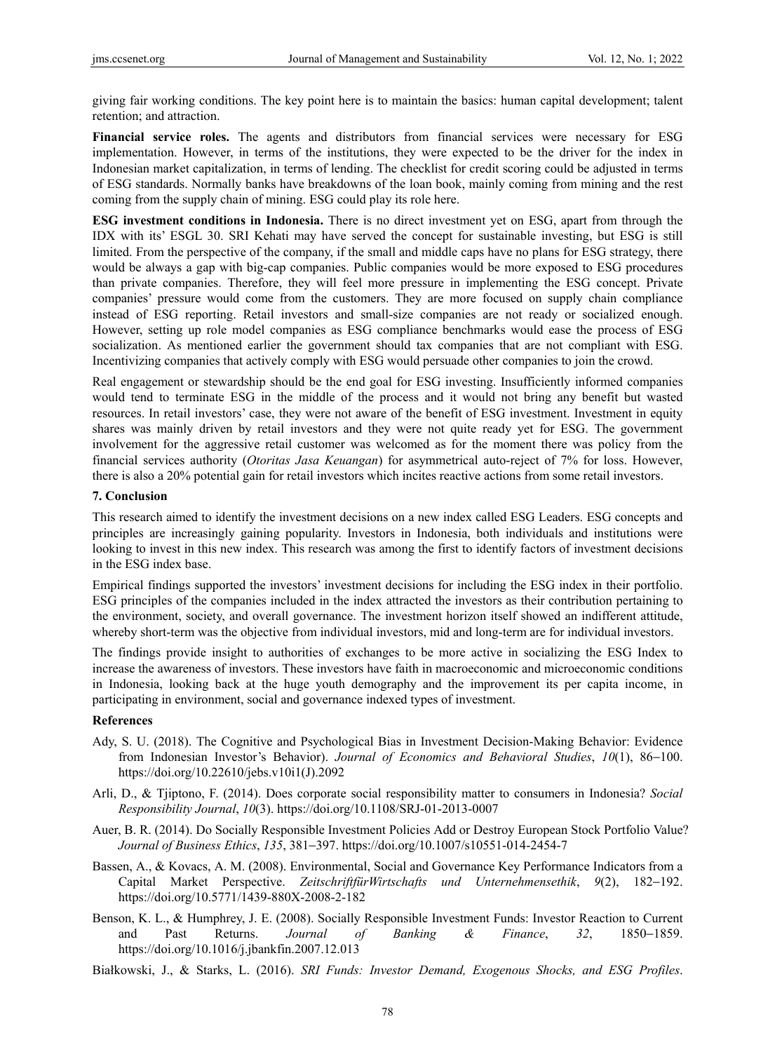giving fair working conditions. The key point here is to maintain the basics: human capital development; talent retention; and attraction.

**Financial service roles.** The agents and distributors from financial services were necessary for ESG implementation. However, in terms of the institutions, they were expected to be the driver for the index in Indonesian market capitalization, in terms of lending. The checklist for credit scoring could be adjusted in terms of ESG standards. Normally banks have breakdowns of the loan book, mainly coming from mining and the rest coming from the supply chain of mining. ESG could play its role here.

**ESG investment conditions in Indonesia.** There is no direct investment yet on ESG, apart from through the IDX with its' ESGL 30. SRI Kehati may have served the concept for sustainable investing, but ESG is still limited. From the perspective of the company, if the small and middle caps have no plans for ESG strategy, there would be always a gap with big-cap companies. Public companies would be more exposed to ESG procedures than private companies. Therefore, they will feel more pressure in implementing the ESG concept. Private companies' pressure would come from the customers. They are more focused on supply chain compliance instead of ESG reporting. Retail investors and small-size companies are not ready or socialized enough. However, setting up role model companies as ESG compliance benchmarks would ease the process of ESG socialization. As mentioned earlier the government should tax companies that are not compliant with ESG. Incentivizing companies that actively comply with ESG would persuade other companies to join the crowd.

Real engagement or stewardship should be the end goal for ESG investing. Insufficiently informed companies would tend to terminate ESG in the middle of the process and it would not bring any benefit but wasted resources. In retail investors' case, they were not aware of the benefit of ESG investment. Investment in equity shares was mainly driven by retail investors and they were not quite ready yet for ESG. The government involvement for the aggressive retail customer was welcomed as for the moment there was policy from the financial services authority (*Otoritas Jasa Keuangan*) for asymmetrical auto-reject of 7% for loss. However, there is also a 20% potential gain for retail investors which incites reactive actions from some retail investors.

## 7. Conclusion

This research aimed to identify the investment decisions on a new index called ESG Leaders. ESG concepts and principles are increasingly gaining popularity. Investors in Indonesia, both individuals and institutions were looking to invest in this new index. This research was among the first to identify factors of investment decisions in the ESG index base.

Empirical findings supported the investors' investment decisions for including the ESG index in their portfolio. ESG principles of the companies included in the index attracted the investors as their contribution pertaining to the environment, society, and overall governance. The investment horizon itself showed an indifferent attitude, whereby short-term was the objective from individual investors, mid and long-term are for individual investors.

The findings provide insight to authorities of exchanges to be more active in socializing the ESG Index to increase the awareness of investors. These investors have faith in macroeconomic and microeconomic conditions in Indonesia, looking back at the huge youth demography and the improvement its per capita income, in participating in environment, social and governance indexed types of investment.

## References

Ady, S. U. (2018). The Cognitive and Psychological Bias in Investment Decision-Making Behavior: Evidence from Indonesian Investor's Behavior). *Journal of Economics and Behavioral Studies*, *10*(1), 86–100. https://doi.org/10.22610/jebs.v10i1(J).2092

Arli, D., & Tjiptono, F. (2014). Does corporate social responsibility matter to consumers in Indonesia? *Social Responsibility Journal*, *10*(3). https://doi.org/10.1108/SRJ-01-2013-0007

Auer, B. R. (2014). Do Socially Responsible Investment Policies Add or Destroy European Stock Portfolio Value? *Journal of Business Ethics*, *135*, 381–397. https://doi.org/10.1007/s10551-014-2454-7

Bassen, A., & Kovacs, A. M. (2008). Environmental, Social and Governance Key Performance Indicators from a Capital Market Perspective. *ZeitschriftfürWirtschafts und Unternehmensethik*, *9*(2), 182–192. https://doi.org/10.5771/1439-880X-2008-2-182

Benson, K. L., & Humphrey, J. E. (2008). Socially Responsible Investment Funds: Investor Reaction to Current and Past Returns. *Journal of Banking & Finance*, *32*, 1850–1859. https://doi.org/10.1016/j.jbankfin.2007.12.013

Białkowski, J., & Starks, L. (2016). *SRI Funds: Investor Demand, Exogenous Shocks, and ESG Profiles*.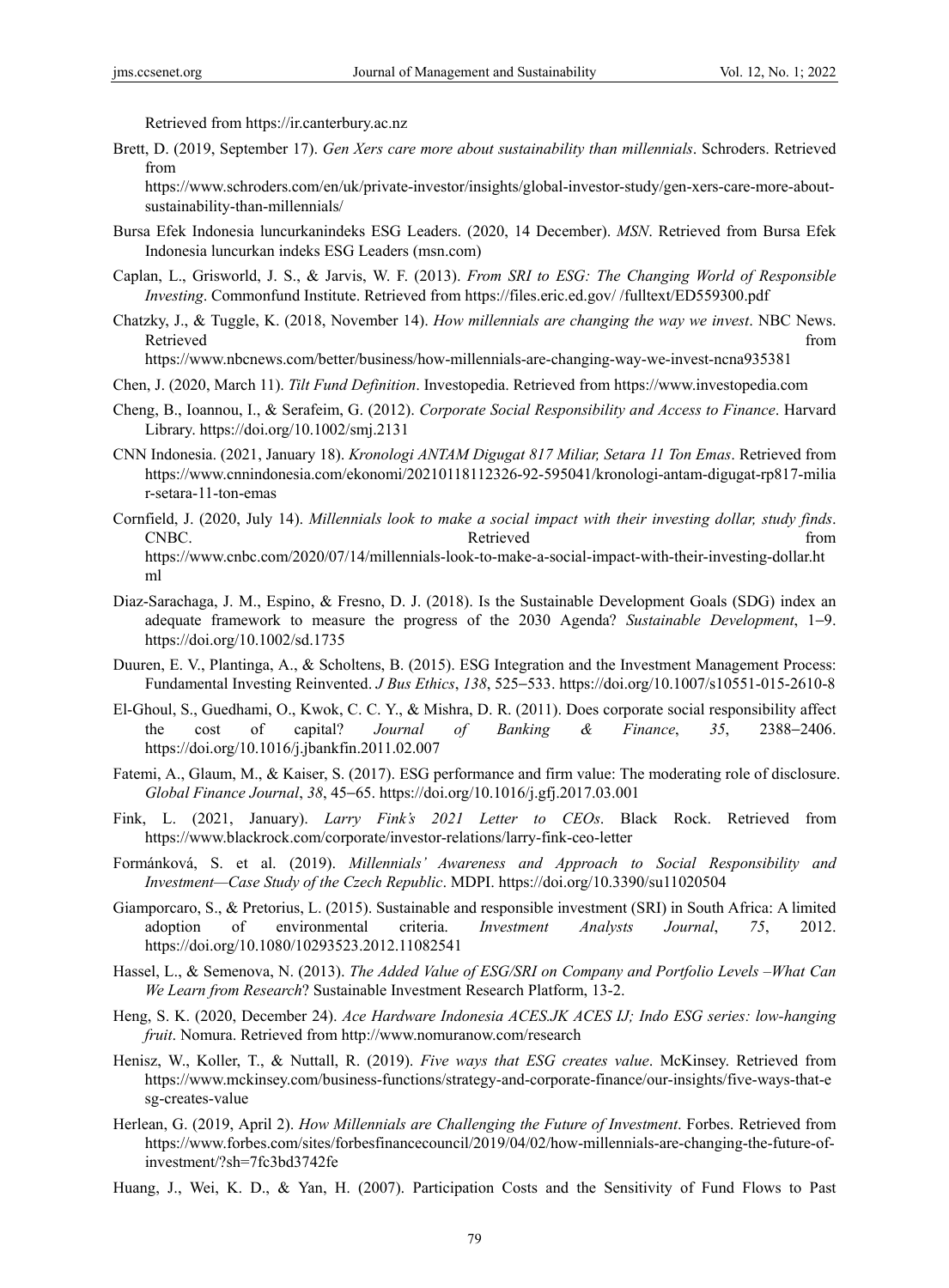Retrieved from https://ir.canterbury.ac.nz

Brett, D. (2019, September 17). *Gen Xers care more about sustainability than millennials*. Schroders. Retrieved from https://www.schroders.com/en/uk/private-investor/insights/global-investor-study/gen-xers-care-more-about-sustainability-than-millennials/

Bursa Efek Indonesia luncurkanindeks ESG Leaders. (2020, 14 December). *MSN*. Retrieved from Bursa Efek Indonesia luncurkan indeks ESG Leaders (msn.com)

Caplan, L., Grisworld, J. S., & Jarvis, W. F. (2013). *From SRI to ESG: The Changing World of Responsible Investing*. Commonfund Institute. Retrieved from https://files.eric.ed.gov/ /fulltext/ED559300.pdf

Chatzky, J., & Tuggle, K. (2018, November 14). *How millennials are changing the way we invest*. NBC News. Retrieved from https://www.nbcnews.com/better/business/how-millennials-are-changing-way-we-invest-ncna935381

Chen, J. (2020, March 11). *Tilt Fund Definition*. Investopedia. Retrieved from https://www.investopedia.com

Cheng, B., Ioannou, I., & Serafeim, G. (2012). *Corporate Social Responsibility and Access to Finance*. Harvard Library. https://doi.org/10.1002/smj.2131

CNN Indonesia. (2021, January 18). *Kronologi ANTAM Digugat 817 Miliar, Setara 11 Ton Emas*. Retrieved from https://www.cnnindonesia.com/ekonomi/20210118112326-92-595041/kronologi-antam-digugat-rp817-miliar-setara-11-ton-emas

Cornfield, J. (2020, July 14). *Millennials look to make a social impact with their investing dollar, study finds*. CNBC. Retrieved from https://www.cnbc.com/2020/07/14/millennials-look-to-make-a-social-impact-with-their-investing-dollar.html

Diaz-Sarachaga, J. M., Espino, & Fresno, D. J. (2018). Is the Sustainable Development Goals (SDG) index an adequate framework to measure the progress of the 2030 Agenda? *Sustainable Development*, 1–9. https://doi.org/10.1002/sd.1735

Duuren, E. V., Plantinga, A., & Scholtens, B. (2015). ESG Integration and the Investment Management Process: Fundamental Investing Reinvented. *J Bus Ethics*, *138*, 525–533. https://doi.org/10.1007/s10551-015-2610-8

El-Ghoul, S., Guedhami, O., Kwok, C. C. Y., & Mishra, D. R. (2011). Does corporate social responsibility affect the cost of capital? *Journal of Banking & Finance*, *35*, 2388–2406. https://doi.org/10.1016/j.jbankfin.2011.02.007

Fatemi, A., Glaum, M., & Kaiser, S. (2017). ESG performance and firm value: The moderating role of disclosure. *Global Finance Journal*, *38*, 45–65. https://doi.org/10.1016/j.gfj.2017.03.001

Fink, L. (2021, January). *Larry Fink's 2021 Letter to CEOs*. Black Rock. Retrieved from https://www.blackrock.com/corporate/investor-relations/larry-fink-ceo-letter

Formánková, S. et al. (2019). *Millennials' Awareness and Approach to Social Responsibility and Investment—Case Study of the Czech Republic*. MDPI. https://doi.org/10.3390/su11020504

Giamporcaro, S., & Pretorius, L. (2015). Sustainable and responsible investment (SRI) in South Africa: A limited adoption of environmental criteria. *Investment Analysts Journal*, *75*, 2012. https://doi.org/10.1080/10293523.2012.11082541

Hassel, L., & Semenova, N. (2013). *The Added Value of ESG/SRI on Company and Portfolio Levels –What Can We Learn from Research*? Sustainable Investment Research Platform, 13-2.

Heng, S. K. (2020, December 24). *Ace Hardware Indonesia ACES.JK ACES IJ; Indo ESG series: low-hanging fruit*. Nomura. Retrieved from http://www.nomuranow.com/research

Henisz, W., Koller, T., & Nuttall, R. (2019). *Five ways that ESG creates value*. McKinsey. Retrieved from https://www.mckinsey.com/business-functions/strategy-and-corporate-finance/our-insights/five-ways-that-esg-creates-value

Herlean, G. (2019, April 2). *How Millennials are Challenging the Future of Investment*. Forbes. Retrieved from https://www.forbes.com/sites/forbesfinancecouncil/2019/04/02/how-millennials-are-changing-the-future-of-investment/?sh=7fc3bd3742fe

Huang, J., Wei, K. D., & Yan, H. (2007). Participation Costs and the Sensitivity of Fund Flows to Past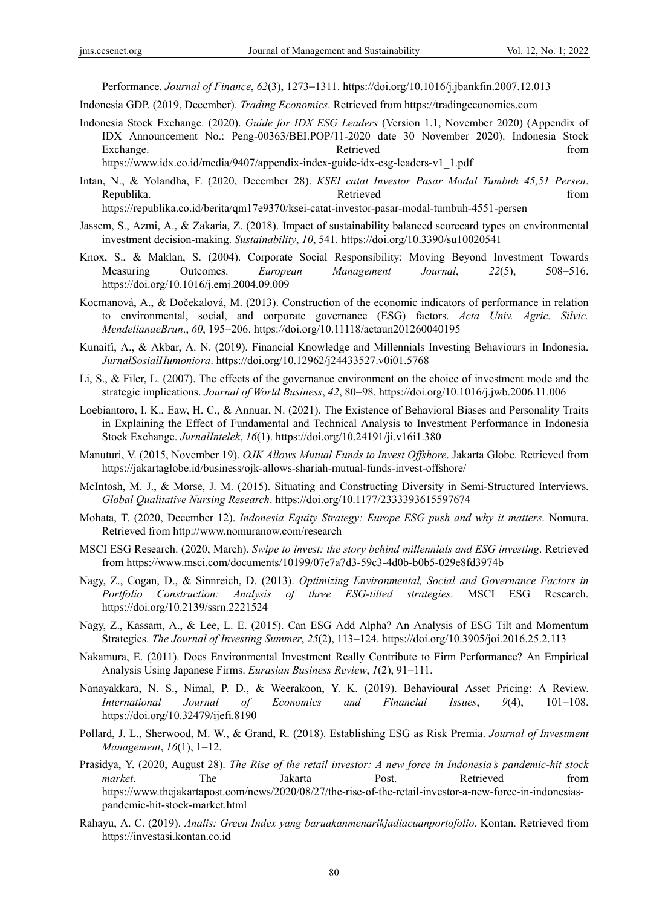Performance. *Journal of Finance*, *62*(3), 1273–1311. https://doi.org/10.1016/j.jbankfin.2007.12.013

Indonesia GDP. (2019, December). *Trading Economics*. Retrieved from https://tradingeconomics.com

Indonesia Stock Exchange. (2020). *Guide for IDX ESG Leaders* (Version 1.1, November 2020) (Appendix of IDX Announcement No.: Peng-00363/BEI.POP/11-2020 date 30 November 2020). Indonesia Stock Exchange. Retrieved from https://www.idx.co.id/media/9407/appendix-index-guide-idx-esg-leaders-v1_1.pdf

Intan, N., & Yolandha, F. (2020, December 28). *KSEI catat Investor Pasar Modal Tumbuh 45,51 Persen*. Republika. Retrieved from https://republika.co.id/berita/qm17e9370/ksei-catat-investor-pasar-modal-tumbuh-4551-persen

Jassem, S., Azmi, A., & Zakaria, Z. (2018). Impact of sustainability balanced scorecard types on environmental investment decision-making. *Sustainability*, *10*, 541. https://doi.org/10.3390/su10020541

Knox, S., & Maklan, S. (2004). Corporate Social Responsibility: Moving Beyond Investment Towards Measuring Outcomes. *European Management Journal*, *22*(5), 508–516. https://doi.org/10.1016/j.emj.2004.09.009

Kocmanová, A., & Dočekalová, M. (2013). Construction of the economic indicators of performance in relation to environmental, social, and corporate governance (ESG) factors. *Acta Univ. Agric. Silvic. MendelianaeBrun*., *60*, 195–206. https://doi.org/10.11118/actaun201260040195

Kunaifi, A., & Akbar, A. N. (2019). Financial Knowledge and Millennials Investing Behaviours in Indonesia. *JurnalSosialHumoniora*. https://doi.org/10.12962/j24433527.v0i01.5768

Li, S., & Filer, L. (2007). The effects of the governance environment on the choice of investment mode and the strategic implications. *Journal of World Business*, *42*, 80–98. https://doi.org/10.1016/j.jwb.2006.11.006

Loebiantoro, I. K., Eaw, H. C., & Annuar, N. (2021). The Existence of Behavioral Biases and Personality Traits in Explaining the Effect of Fundamental and Technical Analysis to Investment Performance in Indonesia Stock Exchange. *JurnalIntelek*, *16*(1). https://doi.org/10.24191/ji.v16i1.380

Manuturi, V. (2015, November 19). *OJK Allows Mutual Funds to Invest Offshore*. Jakarta Globe. Retrieved from https://jakartaglobe.id/business/ojk-allows-shariah-mutual-funds-invest-offshore/

McIntosh, M. J., & Morse, J. M. (2015). Situating and Constructing Diversity in Semi-Structured Interviews. *Global Qualitative Nursing Research*. https://doi.org/10.1177/2333393615597674

Mohata, T. (2020, December 12). *Indonesia Equity Strategy: Europe ESG push and why it matters*. Nomura. Retrieved from http://www.nomuranow.com/research

MSCI ESG Research. (2020, March). *Swipe to invest: the story behind millennials and ESG investing*. Retrieved from https://www.msci.com/documents/10199/07e7a7d3-59c3-4d0b-b0b5-029e8fd3974b

Nagy, Z., Cogan, D., & Sinnreich, D. (2013). *Optimizing Environmental, Social and Governance Factors in Portfolio Construction: Analysis of three ESG-tilted strategies*. MSCI ESG Research. https://doi.org/10.2139/ssrn.2221524

Nagy, Z., Kassam, A., & Lee, L. E. (2015). Can ESG Add Alpha? An Analysis of ESG Tilt and Momentum Strategies. *The Journal of Investing Summer*, *25*(2), 113–124. https://doi.org/10.3905/joi.2016.25.2.113

Nakamura, E. (2011). Does Environmental Investment Really Contribute to Firm Performance? An Empirical Analysis Using Japanese Firms. *Eurasian Business Review*, *1*(2), 91–111.

Nanayakkara, N. S., Nimal, P. D., & Weerakoon, Y. K. (2019). Behavioural Asset Pricing: A Review. *International Journal of Economics and Financial Issues*, *9*(4), 101–108. https://doi.org/10.32479/ijefi.8190

Pollard, J. L., Sherwood, M. W., & Grand, R. (2018). Establishing ESG as Risk Premia. *Journal of Investment Management*, *16*(1), 1–12.

Prasidya, Y. (2020, August 28). *The Rise of the retail investor: A new force in Indonesia's pandemic-hit stock market*. The Jakarta Post. Retrieved from https://www.thejakartapost.com/news/2020/08/27/the-rise-of-the-retail-investor-a-new-force-in-indonesias-pandemic-hit-stock-market.html

Rahayu, A. C. (2019). *Analis: Green Index yang baruakanmenarikjadiacuanportofolio*. Kontan. Retrieved from https://investasi.kontan.co.id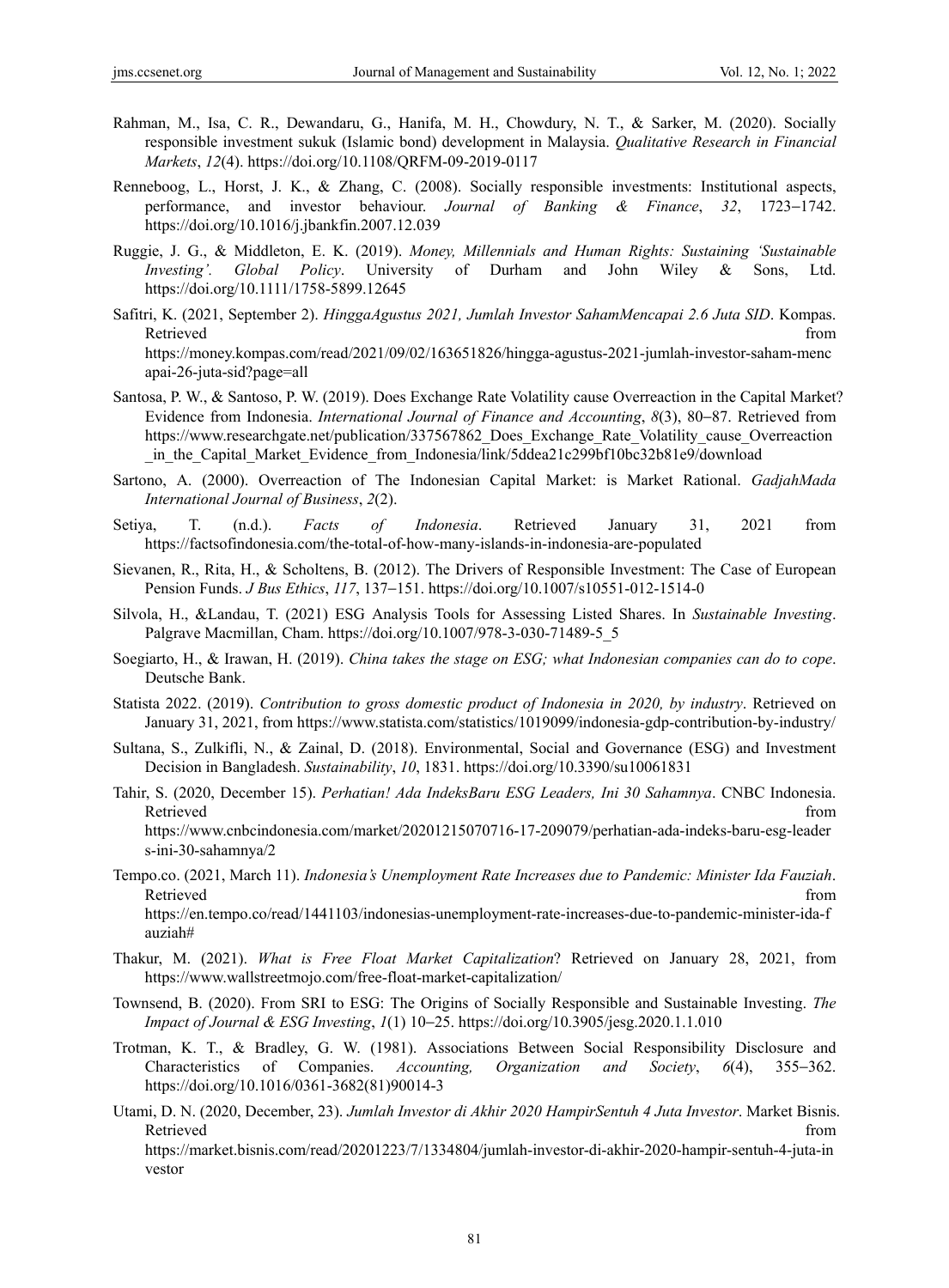Rahman, M., Isa, C. R., Dewandaru, G., Hanifa, M. H., Chowdury, N. T., & Sarker, M. (2020). Socially responsible investment sukuk (Islamic bond) development in Malaysia. *Qualitative Research in Financial Markets*, *12*(4). https://doi.org/10.1108/QRFM-09-2019-0117

Renneboog, L., Horst, J. K., & Zhang, C. (2008). Socially responsible investments: Institutional aspects, performance, and investor behaviour. *Journal of Banking & Finance*, *32*, 1723–1742. https://doi.org/10.1016/j.jbankfin.2007.12.039

Ruggie, J. G., & Middleton, E. K. (2019). *Money, Millennials and Human Rights: Sustaining 'Sustainable Investing'. Global Policy*. University of Durham and John Wiley & Sons, Ltd. https://doi.org/10.1111/1758-5899.12645

Safitri, K. (2021, September 2). *HinggaAgustus 2021, Jumlah Investor SahamMencapai 2.6 Juta SID*. Kompas. Retrieved from https://money.kompas.com/read/2021/09/02/163651826/hingga-agustus-2021-jumlah-investor-saham-mencapai-26-juta-sid?page=all

Santosa, P. W., & Santoso, P. W. (2019). Does Exchange Rate Volatility cause Overreaction in the Capital Market? Evidence from Indonesia. *International Journal of Finance and Accounting*, *8*(3), 80–87. Retrieved from https://www.researchgate.net/publication/337567862_Does_Exchange_Rate_Volatility_cause_Overreaction_in_the_Capital_Market_Evidence_from_Indonesia/link/5ddea21c299bf10bc32b81e9/download

Sartono, A. (2000). Overreaction of The Indonesian Capital Market: is Market Rational. *GadjahMada International Journal of Business*, *2*(2).

Setiya, T. (n.d.). *Facts of Indonesia*. Retrieved January 31, 2021 from https://factsofindonesia.com/the-total-of-how-many-islands-in-indonesia-are-populated

Sievanen, R., Rita, H., & Scholtens, B. (2012). The Drivers of Responsible Investment: The Case of European Pension Funds. *J Bus Ethics*, *117*, 137–151. https://doi.org/10.1007/s10551-012-1514-0

Silvola, H., &Landau, T. (2021) ESG Analysis Tools for Assessing Listed Shares. In *Sustainable Investing*. Palgrave Macmillan, Cham. https://doi.org/10.1007/978-3-030-71489-5_5

Soegiarto, H., & Irawan, H. (2019). *China takes the stage on ESG; what Indonesian companies can do to cope*. Deutsche Bank.

Statista 2022. (2019). *Contribution to gross domestic product of Indonesia in 2020, by industry*. Retrieved on January 31, 2021, from https://www.statista.com/statistics/1019099/indonesia-gdp-contribution-by-industry/

Sultana, S., Zulkifli, N., & Zainal, D. (2018). Environmental, Social and Governance (ESG) and Investment Decision in Bangladesh. *Sustainability*, *10*, 1831. https://doi.org/10.3390/su10061831

Tahir, S. (2020, December 15). *Perhatian! Ada IndeksBaru ESG Leaders, Ini 30 Sahamnya*. CNBC Indonesia. Retrieved from https://www.cnbcindonesia.com/market/20201215070716-17-209079/perhatian-ada-indeks-baru-esg-leaders-ini-30-sahamnya/2

Tempo.co. (2021, March 11). *Indonesia's Unemployment Rate Increases due to Pandemic: Minister Ida Fauziah*. Retrieved from https://en.tempo.co/read/1441103/indonesias-unemployment-rate-increases-due-to-pandemic-minister-ida-fauziah#

Thakur, M. (2021). *What is Free Float Market Capitalization*? Retrieved on January 28, 2021, from https://www.wallstreetmojo.com/free-float-market-capitalization/

Townsend, B. (2020). From SRI to ESG: The Origins of Socially Responsible and Sustainable Investing. *The Impact of Journal & ESG Investing*, *1*(1) 10–25. https://doi.org/10.3905/jesg.2020.1.1.010

Trotman, K. T., & Bradley, G. W. (1981). Associations Between Social Responsibility Disclosure and Characteristics of Companies. *Accounting, Organization and Society*, *6*(4), 355–362. https://doi.org/10.1016/0361-3682(81)90014-3

Utami, D. N. (2020, December, 23). *Jumlah Investor di Akhir 2020 HampirSentuh 4 Juta Investor*. Market Bisnis. Retrieved from https://market.bisnis.com/read/20201223/7/1334804/jumlah-investor-di-akhir-2020-hampir-sentuh-4-juta-investor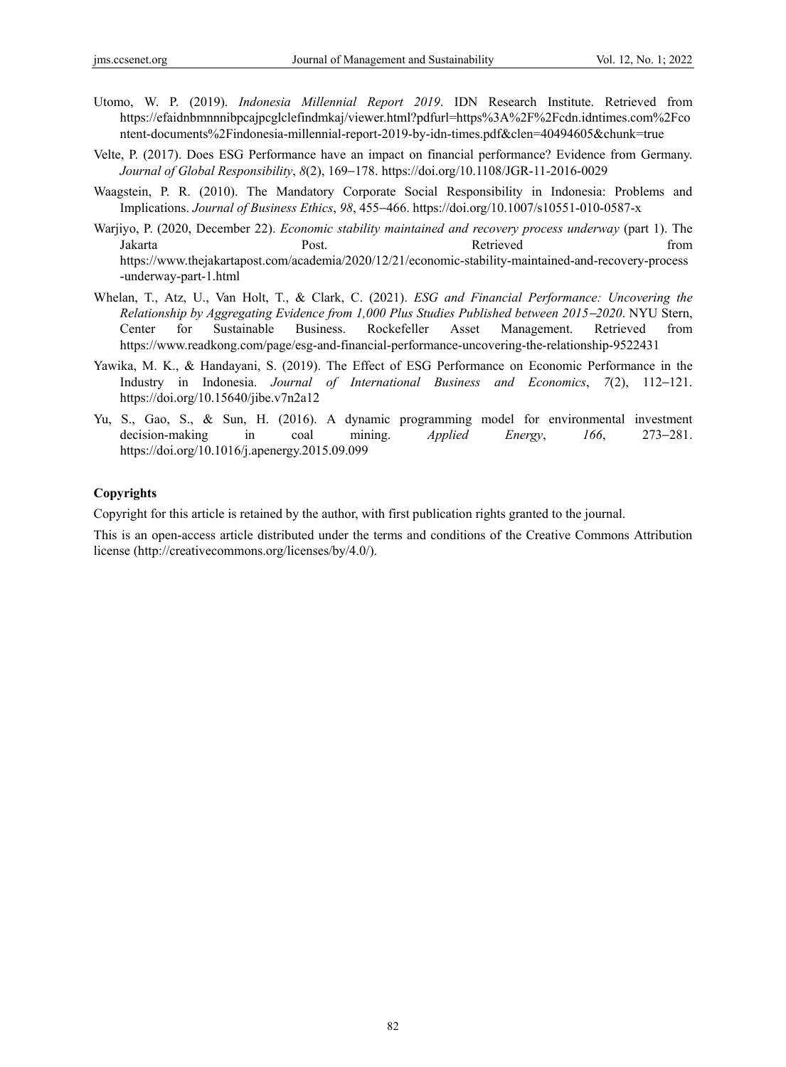Utomo, W. P. (2019). *Indonesia Millennial Report 2019*. IDN Research Institute. Retrieved from https://efaidnbmnnnibpcajpcglclefindmkaj/viewer.html?pdfurl=https%3A%2F%2Fcdn.idntimes.com%2Fcontent-documents%2Findonesia-millennial-report-2019-by-idn-times.pdf&clen=40494605&chunk=true

Velte, P. (2017). Does ESG Performance have an impact on financial performance? Evidence from Germany. *Journal of Global Responsibility*, *8*(2), 169–178. https://doi.org/10.1108/JGR-11-2016-0029

Waagstein, P. R. (2010). The Mandatory Corporate Social Responsibility in Indonesia: Problems and Implications. *Journal of Business Ethics*, *98*, 455–466. https://doi.org/10.1007/s10551-010-0587-x

Warjiyo, P. (2020, December 22). *Economic stability maintained and recovery process underway* (part 1). The Jakarta Post. Retrieved from https://www.thejakartapost.com/academia/2020/12/21/economic-stability-maintained-and-recovery-process-underway-part-1.html

Whelan, T., Atz, U., Van Holt, T., & Clark, C. (2021). *ESG and Financial Performance: Uncovering the Relationship by Aggregating Evidence from 1,000 Plus Studies Published between 2015–2020*. NYU Stern, Center for Sustainable Business. Rockefeller Asset Management. Retrieved from https://www.readkong.com/page/esg-and-financial-performance-uncovering-the-relationship-9522431

Yawika, M. K., & Handayani, S. (2019). The Effect of ESG Performance on Economic Performance in the Industry in Indonesia. *Journal of International Business and Economics*, *7*(2), 112–121. https://doi.org/10.15640/jibe.v7n2a12

Yu, S., Gao, S., & Sun, H. (2016). A dynamic programming model for environmental investment decision-making in coal mining. *Applied Energy*, *166*, 273–281. https://doi.org/10.1016/j.apenergy.2015.09.099

**Copyrights**

Copyright for this article is retained by the author, with first publication rights granted to the journal.

This is an open-access article distributed under the terms and conditions of the Creative Commons Attribution license (http://creativecommons.org/licenses/by/4.0/).